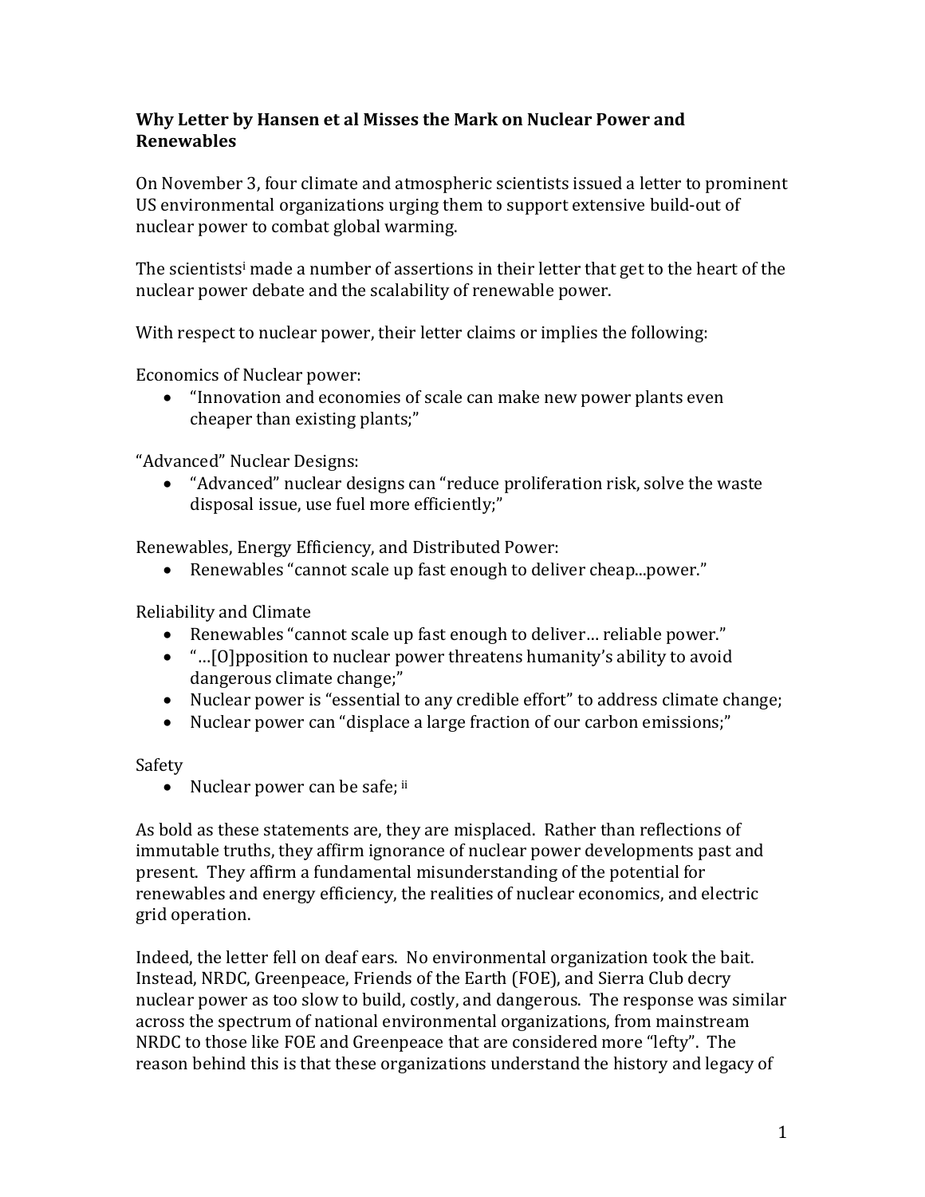**Why Letter by Hansen et al Misses the Mark on Nuclear Power and Renewables**

On November 3, four climate and atmospheric scientists issued a letter to prominent US environmental organizations urging them to support extensive build-out of nuclear power to combat global warming.

The scientists[i] made a number of assertions in their letter that get to the heart of the nuclear power debate and the scalability of renewable power.

With respect to nuclear power, their letter claims or implies the following:

Economics of Nuclear power:

- "Innovation and economies of scale can make new power plants even cheaper than existing plants;"

"Advanced" Nuclear Designs:

- "Advanced" nuclear designs can "reduce proliferation risk, solve the waste disposal issue, use fuel more efficiently;"

Renewables, Energy Efficiency, and Distributed Power:

- Renewables "cannot scale up fast enough to deliver cheap...power."

Reliability and Climate

- Renewables "cannot scale up fast enough to deliver… reliable power."
- "…[O]pposition to nuclear power threatens humanity's ability to avoid dangerous climate change;"
- Nuclear power is "essential to any credible effort" to address climate change;
- Nuclear power can "displace a large fraction of our carbon emissions;"

Safety

- Nuclear power can be safe; [ii]

As bold as these statements are, they are misplaced. Rather than reflections of immutable truths, they affirm ignorance of nuclear power developments past and present. They affirm a fundamental misunderstanding of the potential for renewables and energy efficiency, the realities of nuclear economics, and electric grid operation.

Indeed, the letter fell on deaf ears. No environmental organization took the bait. Instead, NRDC, Greenpeace, Friends of the Earth (FOE), and Sierra Club decry nuclear power as too slow to build, costly, and dangerous. The response was similar across the spectrum of national environmental organizations, from mainstream NRDC to those like FOE and Greenpeace that are considered more "lefty". The reason behind this is that these organizations understand the history and legacy of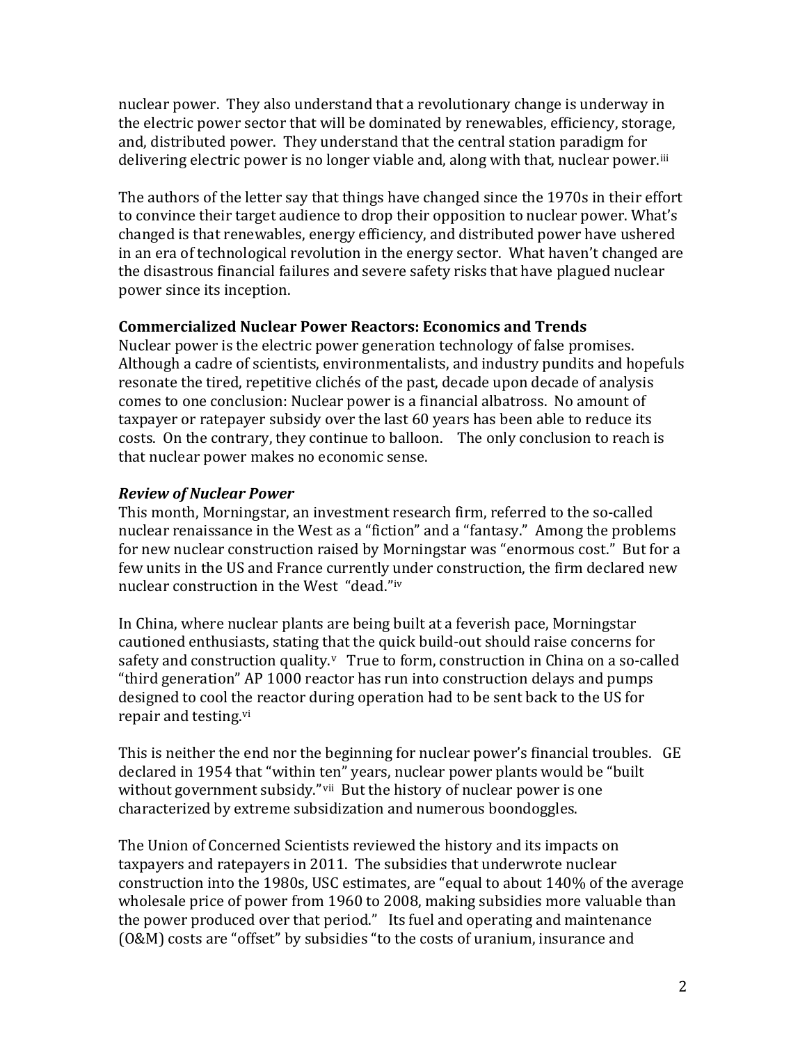nuclear power. They also understand that a revolutionary change is underway in the electric power sector that will be dominated by renewables, efficiency, storage, and, distributed power. They understand that the central station paradigm for delivering electric power is no longer viable and, along with that, nuclear power.[iii]

The authors of the letter say that things have changed since the 1970s in their effort to convince their target audience to drop their opposition to nuclear power. What's changed is that renewables, energy efficiency, and distributed power have ushered in an era of technological revolution in the energy sector. What haven't changed are the disastrous financial failures and severe safety risks that have plagued nuclear power since its inception.

**Commercialized Nuclear Power Reactors: Economics and Trends**

Nuclear power is the electric power generation technology of false promises. Although a cadre of scientists, environmentalists, and industry pundits and hopefuls resonate the tired, repetitive clichés of the past, decade upon decade of analysis comes to one conclusion: Nuclear power is a financial albatross. No amount of taxpayer or ratepayer subsidy over the last 60 years has been able to reduce its costs. On the contrary, they continue to balloon. The only conclusion to reach is that nuclear power makes no economic sense.

***Review of Nuclear Power***

This month, Morningstar, an investment research firm, referred to the so-called nuclear renaissance in the West as a "fiction" and a "fantasy." Among the problems for new nuclear construction raised by Morningstar was "enormous cost." But for a few units in the US and France currently under construction, the firm declared new nuclear construction in the West "dead."[iv]

In China, where nuclear plants are being built at a feverish pace, Morningstar cautioned enthusiasts, stating that the quick build-out should raise concerns for safety and construction quality.[v] True to form, construction in China on a so-called "third generation" AP 1000 reactor has run into construction delays and pumps designed to cool the reactor during operation had to be sent back to the US for repair and testing.[vi]

This is neither the end nor the beginning for nuclear power's financial troubles. GE declared in 1954 that "within ten" years, nuclear power plants would be "built without government subsidy."[vii] But the history of nuclear power is one characterized by extreme subsidization and numerous boondoggles.

The Union of Concerned Scientists reviewed the history and its impacts on taxpayers and ratepayers in 2011. The subsidies that underwrote nuclear construction into the 1980s, USC estimates, are "equal to about 140% of the average wholesale price of power from 1960 to 2008, making subsidies more valuable than the power produced over that period." Its fuel and operating and maintenance (O&M) costs are "offset" by subsidies "to the costs of uranium, insurance and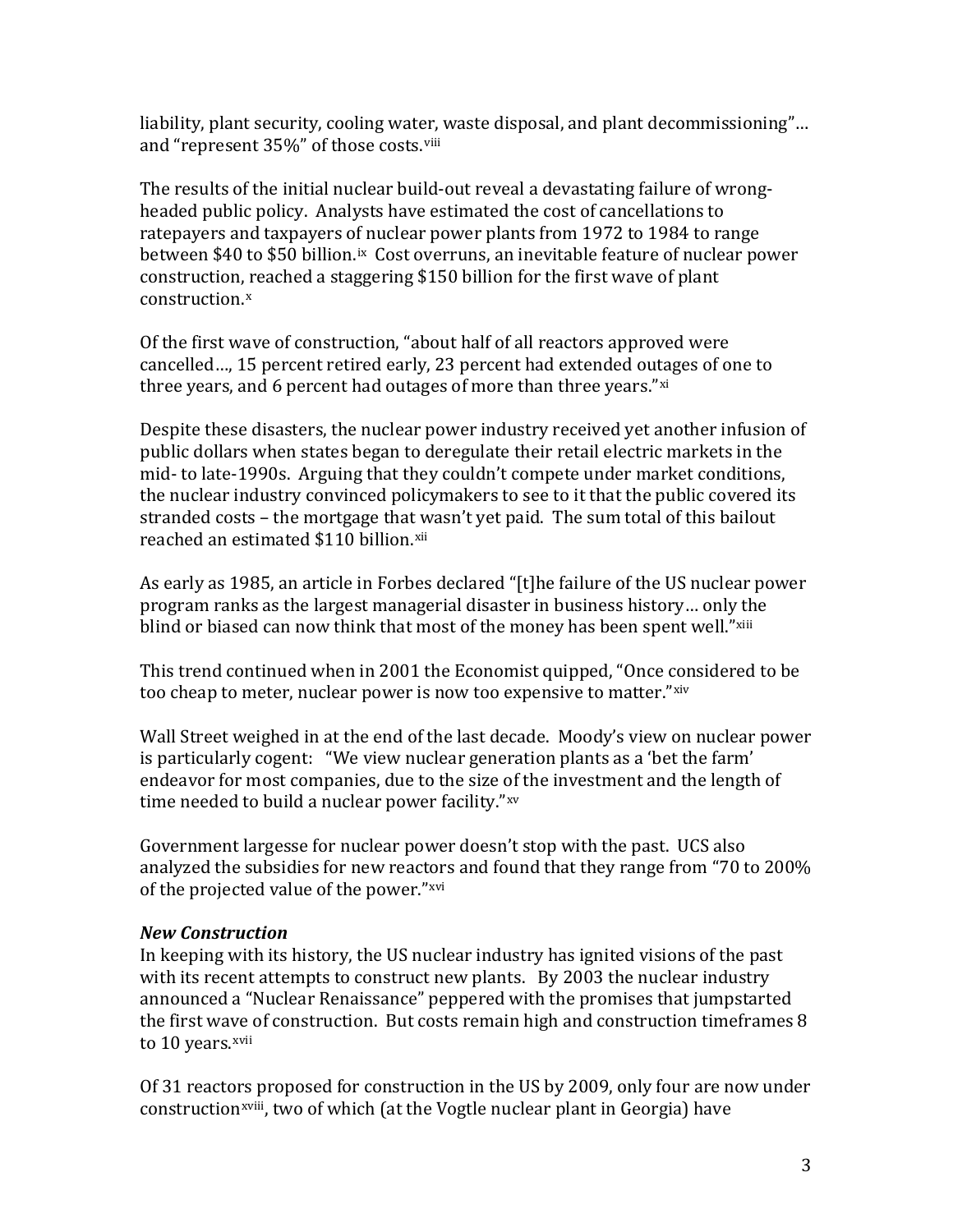liability, plant security, cooling water, waste disposal, and plant decommissioning"… and "represent 35%" of those costs.[viii]

The results of the initial nuclear build-out reveal a devastating failure of wrong-headed public policy. Analysts have estimated the cost of cancellations to ratepayers and taxpayers of nuclear power plants from 1972 to 1984 to range between $40 to $50 billion.[ix] Cost overruns, an inevitable feature of nuclear power construction, reached a staggering $150 billion for the first wave of plant construction.[x]

Of the first wave of construction, "about half of all reactors approved were cancelled…, 15 percent retired early, 23 percent had extended outages of one to three years, and 6 percent had outages of more than three years."[xi]

Despite these disasters, the nuclear power industry received yet another infusion of public dollars when states began to deregulate their retail electric markets in the mid- to late-1990s. Arguing that they couldn't compete under market conditions, the nuclear industry convinced policymakers to see to it that the public covered its stranded costs – the mortgage that wasn't yet paid. The sum total of this bailout reached an estimated $110 billion.[xii]

As early as 1985, an article in Forbes declared "[t]he failure of the US nuclear power program ranks as the largest managerial disaster in business history… only the blind or biased can now think that most of the money has been spent well."[xiii]

This trend continued when in 2001 the Economist quipped, "Once considered to be too cheap to meter, nuclear power is now too expensive to matter."[xiv]

Wall Street weighed in at the end of the last decade. Moody's view on nuclear power is particularly cogent: "We view nuclear generation plants as a 'bet the farm' endeavor for most companies, due to the size of the investment and the length of time needed to build a nuclear power facility."[xv]

Government largesse for nuclear power doesn't stop with the past. UCS also analyzed the subsidies for new reactors and found that they range from "70 to 200% of the projected value of the power."[xvi]

***New Construction***

In keeping with its history, the US nuclear industry has ignited visions of the past with its recent attempts to construct new plants. By 2003 the nuclear industry announced a "Nuclear Renaissance" peppered with the promises that jumpstarted the first wave of construction. But costs remain high and construction timeframes 8 to 10 years.[xvii]

Of 31 reactors proposed for construction in the US by 2009, only four are now under construction[xviii], two of which (at the Vogtle nuclear plant in Georgia) have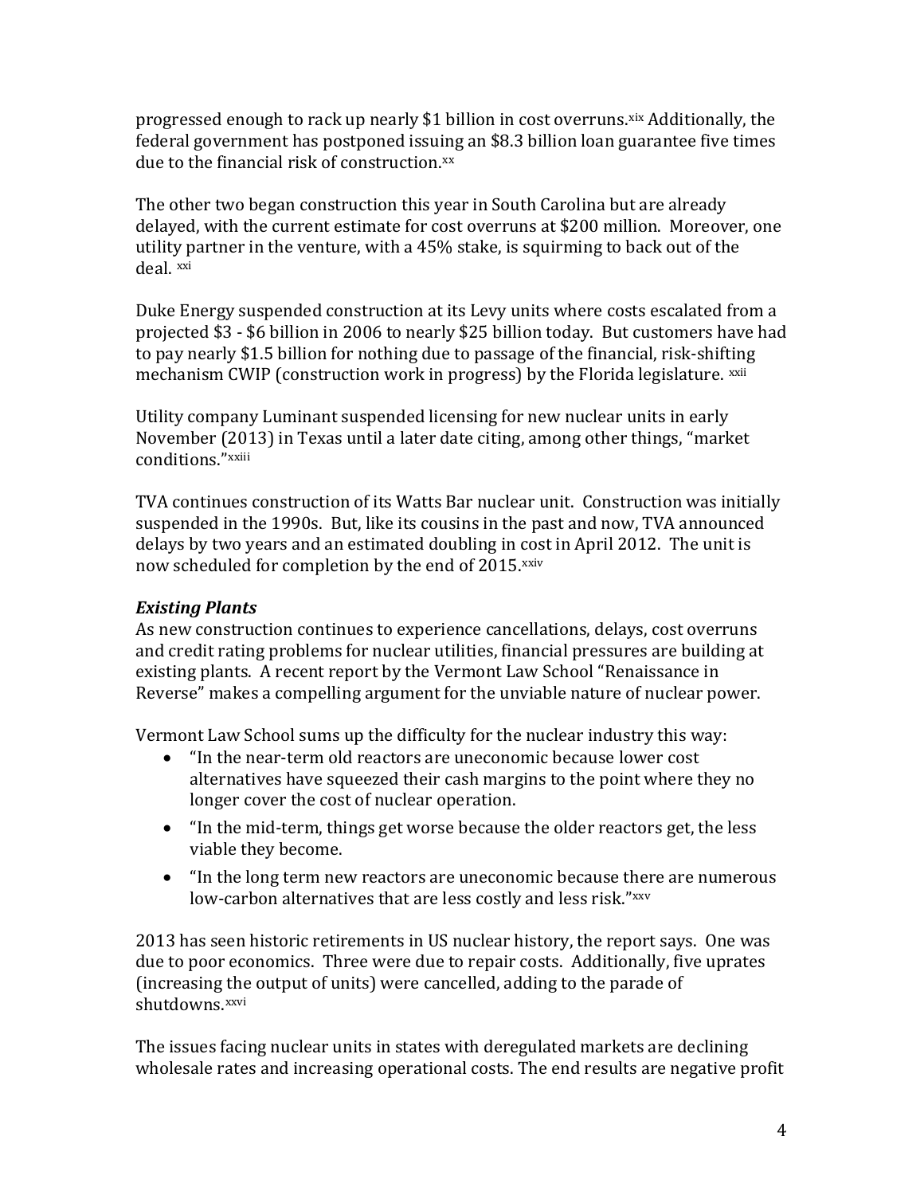progressed enough to rack up nearly $1 billion in cost overruns.[xix] Additionally, the federal government has postponed issuing an $8.3 billion loan guarantee five times due to the financial risk of construction.[xx]

The other two began construction this year in South Carolina but are already delayed, with the current estimate for cost overruns at $200 million. Moreover, one utility partner in the venture, with a 45% stake, is squirming to back out of the deal. [xxi]

Duke Energy suspended construction at its Levy units where costs escalated from a projected $3 - $6 billion in 2006 to nearly $25 billion today. But customers have had to pay nearly $1.5 billion for nothing due to passage of the financial, risk-shifting mechanism CWIP (construction work in progress) by the Florida legislature. [xxii]

Utility company Luminant suspended licensing for new nuclear units in early November (2013) in Texas until a later date citing, among other things, "market conditions."[xxiii]

TVA continues construction of its Watts Bar nuclear unit. Construction was initially suspended in the 1990s. But, like its cousins in the past and now, TVA announced delays by two years and an estimated doubling in cost in April 2012. The unit is now scheduled for completion by the end of 2015.[xxiv]

### *Existing Plants*

As new construction continues to experience cancellations, delays, cost overruns and credit rating problems for nuclear utilities, financial pressures are building at existing plants. A recent report by the Vermont Law School "Renaissance in Reverse" makes a compelling argument for the unviable nature of nuclear power.

Vermont Law School sums up the difficulty for the nuclear industry this way:

- "In the near-term old reactors are uneconomic because lower cost alternatives have squeezed their cash margins to the point where they no longer cover the cost of nuclear operation.
- "In the mid-term, things get worse because the older reactors get, the less viable they become.
- "In the long term new reactors are uneconomic because there are numerous low-carbon alternatives that are less costly and less risk."[xxv]

2013 has seen historic retirements in US nuclear history, the report says. One was due to poor economics. Three were due to repair costs. Additionally, five uprates (increasing the output of units) were cancelled, adding to the parade of shutdowns.[xxvi]

The issues facing nuclear units in states with deregulated markets are declining wholesale rates and increasing operational costs. The end results are negative profit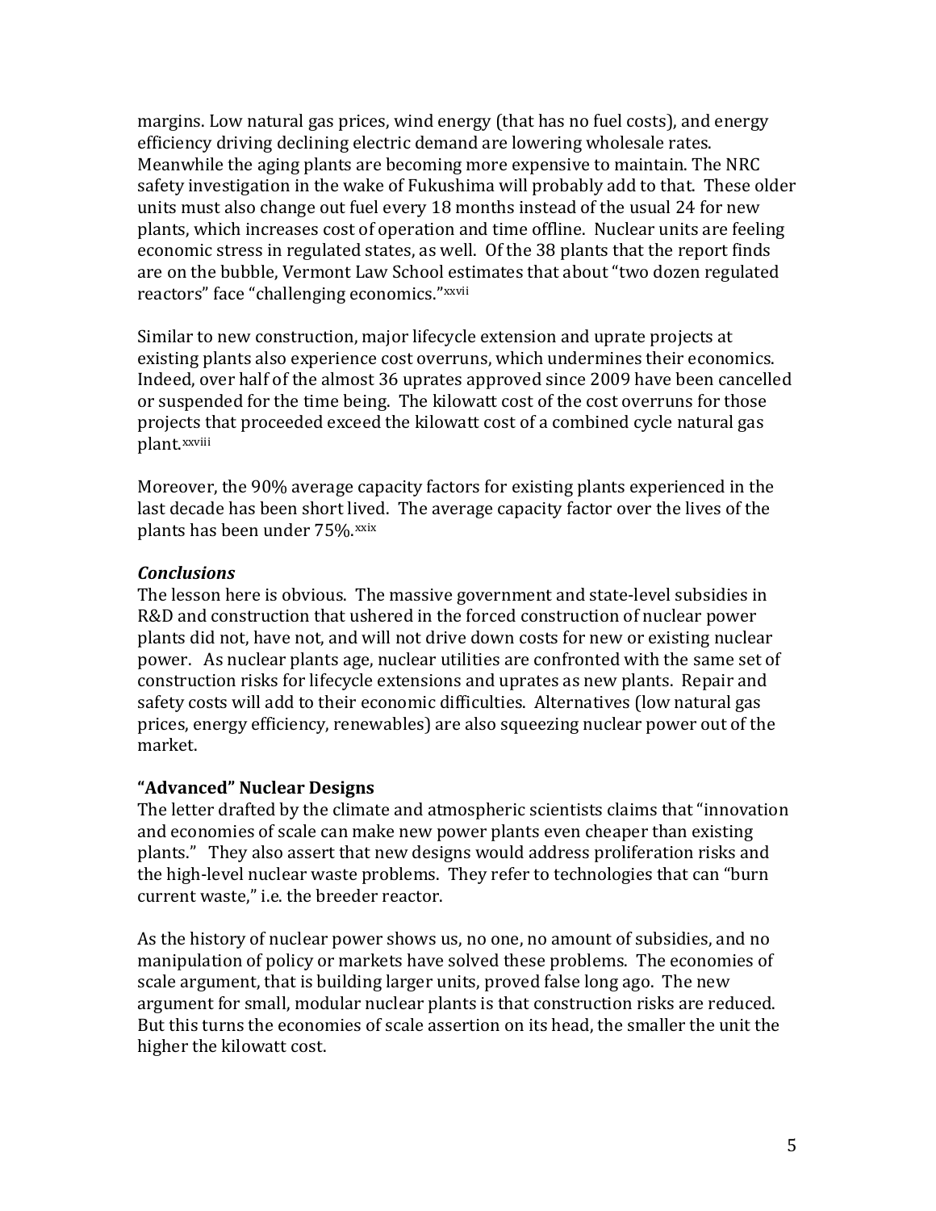margins. Low natural gas prices, wind energy (that has no fuel costs), and energy efficiency driving declining electric demand are lowering wholesale rates. Meanwhile the aging plants are becoming more expensive to maintain. The NRC safety investigation in the wake of Fukushima will probably add to that. These older units must also change out fuel every 18 months instead of the usual 24 for new plants, which increases cost of operation and time offline. Nuclear units are feeling economic stress in regulated states, as well. Of the 38 plants that the report finds are on the bubble, Vermont Law School estimates that about "two dozen regulated reactors" face "challenging economics."[xxvii]

Similar to new construction, major lifecycle extension and uprate projects at existing plants also experience cost overruns, which undermines their economics. Indeed, over half of the almost 36 uprates approved since 2009 have been cancelled or suspended for the time being. The kilowatt cost of the cost overruns for those projects that proceeded exceed the kilowatt cost of a combined cycle natural gas plant.[xxviii]

Moreover, the 90% average capacity factors for existing plants experienced in the last decade has been short lived. The average capacity factor over the lives of the plants has been under 75%.[xxix]

### *Conclusions*

The lesson here is obvious. The massive government and state-level subsidies in R&D and construction that ushered in the forced construction of nuclear power plants did not, have not, and will not drive down costs for new or existing nuclear power. As nuclear plants age, nuclear utilities are confronted with the same set of construction risks for lifecycle extensions and uprates as new plants. Repair and safety costs will add to their economic difficulties. Alternatives (low natural gas prices, energy efficiency, renewables) are also squeezing nuclear power out of the market.

## "Advanced" Nuclear Designs

The letter drafted by the climate and atmospheric scientists claims that "innovation and economies of scale can make new power plants even cheaper than existing plants." They also assert that new designs would address proliferation risks and the high-level nuclear waste problems. They refer to technologies that can "burn current waste," i.e. the breeder reactor.

As the history of nuclear power shows us, no one, no amount of subsidies, and no manipulation of policy or markets have solved these problems. The economies of scale argument, that is building larger units, proved false long ago. The new argument for small, modular nuclear plants is that construction risks are reduced. But this turns the economies of scale assertion on its head, the smaller the unit the higher the kilowatt cost.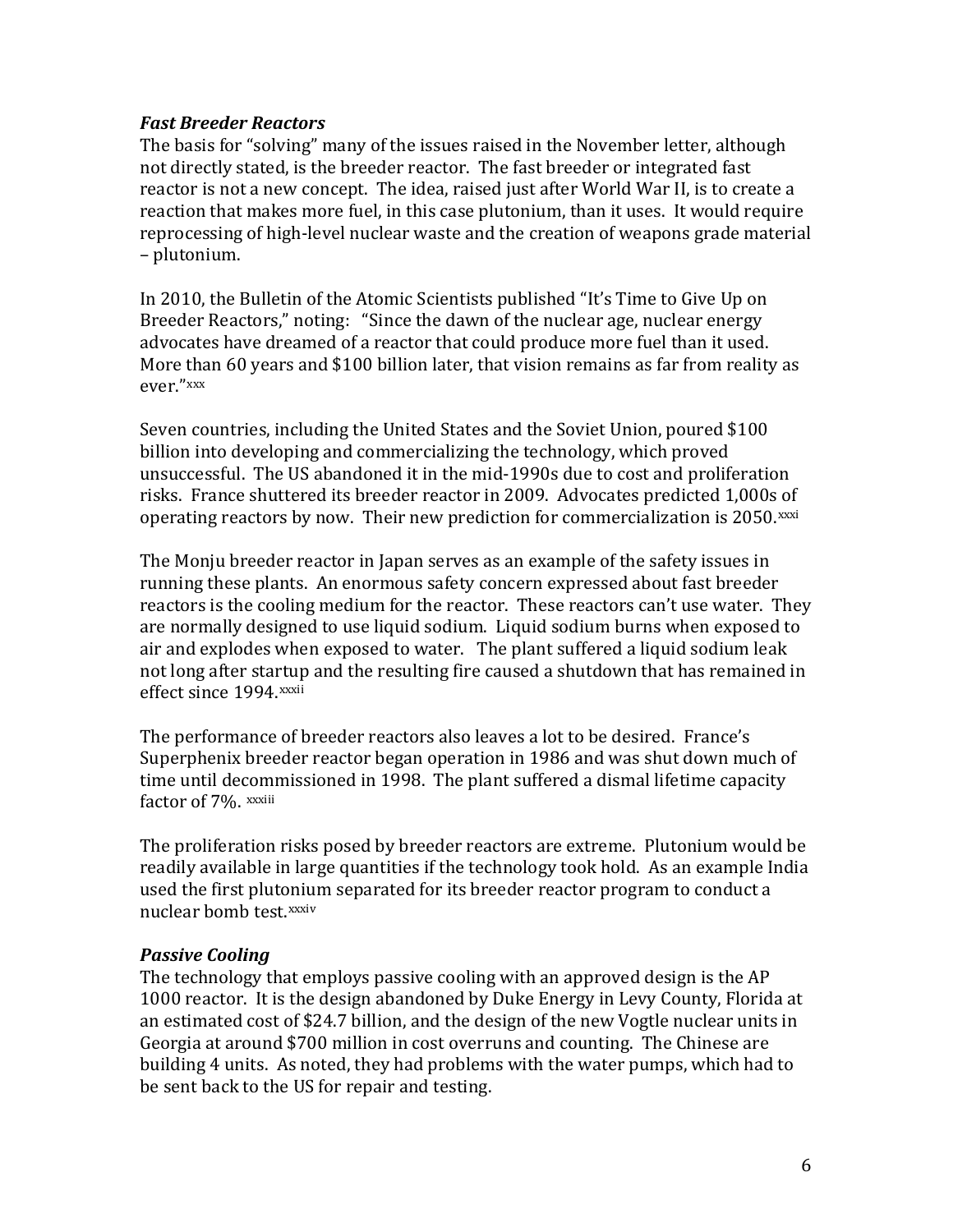### *Fast Breeder Reactors*

The basis for "solving" many of the issues raised in the November letter, although not directly stated, is the breeder reactor. The fast breeder or integrated fast reactor is not a new concept. The idea, raised just after World War II, is to create a reaction that makes more fuel, in this case plutonium, than it uses. It would require reprocessing of high-level nuclear waste and the creation of weapons grade material – plutonium.

In 2010, the Bulletin of the Atomic Scientists published "It's Time to Give Up on Breeder Reactors," noting: "Since the dawn of the nuclear age, nuclear energy advocates have dreamed of a reactor that could produce more fuel than it used. More than 60 years and $100 billion later, that vision remains as far from reality as ever."[xxx]

Seven countries, including the United States and the Soviet Union, poured $100 billion into developing and commercializing the technology, which proved unsuccessful. The US abandoned it in the mid-1990s due to cost and proliferation risks. France shuttered its breeder reactor in 2009. Advocates predicted 1,000s of operating reactors by now. Their new prediction for commercialization is 2050.[xxxi]

The Monju breeder reactor in Japan serves as an example of the safety issues in running these plants. An enormous safety concern expressed about fast breeder reactors is the cooling medium for the reactor. These reactors can't use water. They are normally designed to use liquid sodium. Liquid sodium burns when exposed to air and explodes when exposed to water. The plant suffered a liquid sodium leak not long after startup and the resulting fire caused a shutdown that has remained in effect since 1994.[xxxii]

The performance of breeder reactors also leaves a lot to be desired. France's Superphenix breeder reactor began operation in 1986 and was shut down much of time until decommissioned in 1998. The plant suffered a dismal lifetime capacity factor of 7%. [xxxiii]

The proliferation risks posed by breeder reactors are extreme. Plutonium would be readily available in large quantities if the technology took hold. As an example India used the first plutonium separated for its breeder reactor program to conduct a nuclear bomb test.[xxxiv]

### *Passive Cooling*

The technology that employs passive cooling with an approved design is the AP 1000 reactor. It is the design abandoned by Duke Energy in Levy County, Florida at an estimated cost of $24.7 billion, and the design of the new Vogtle nuclear units in Georgia at around $700 million in cost overruns and counting. The Chinese are building 4 units. As noted, they had problems with the water pumps, which had to be sent back to the US for repair and testing.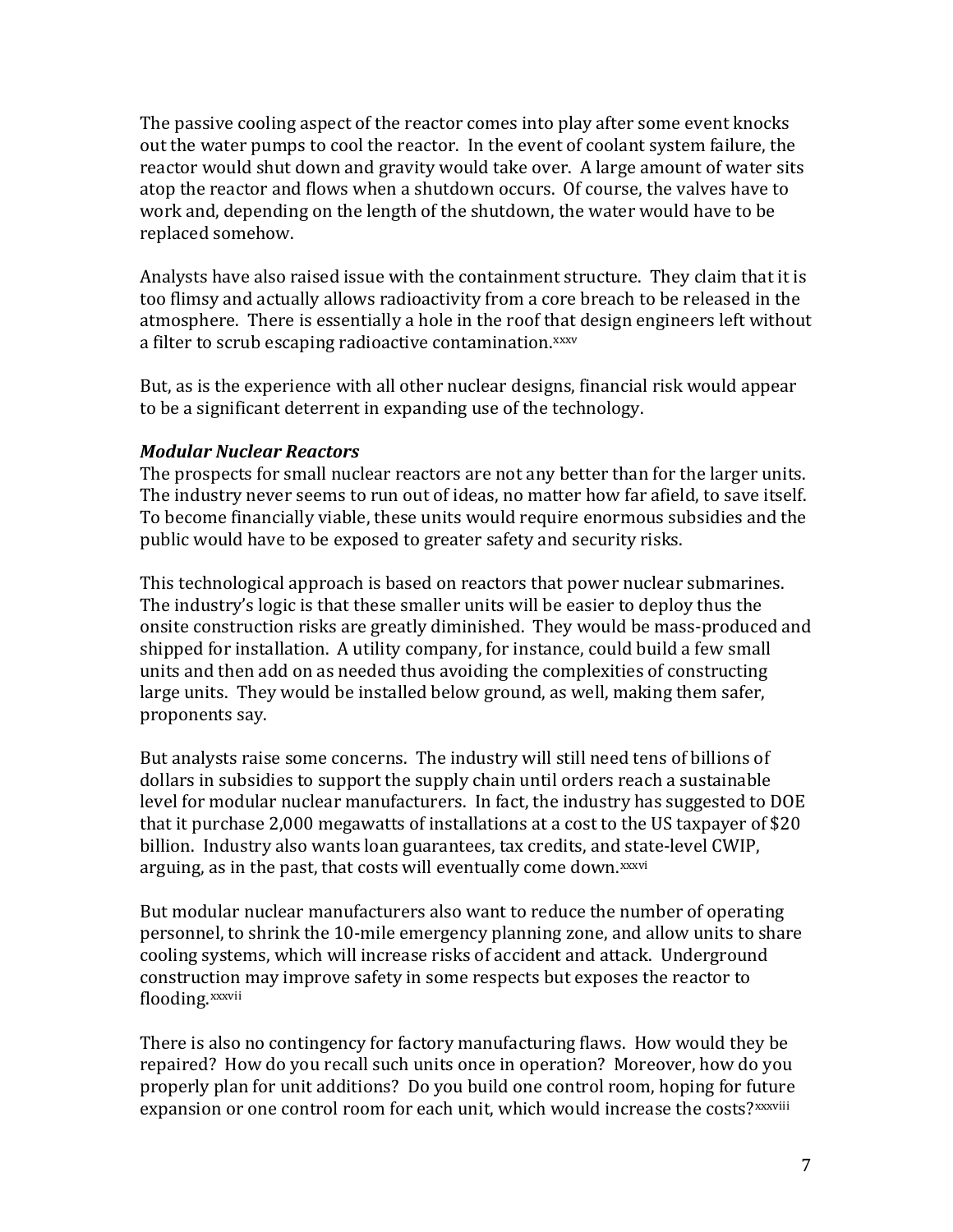The passive cooling aspect of the reactor comes into play after some event knocks out the water pumps to cool the reactor. In the event of coolant system failure, the reactor would shut down and gravity would take over. A large amount of water sits atop the reactor and flows when a shutdown occurs. Of course, the valves have to work and, depending on the length of the shutdown, the water would have to be replaced somehow.

Analysts have also raised issue with the containment structure. They claim that it is too flimsy and actually allows radioactivity from a core breach to be released in the atmosphere. There is essentially a hole in the roof that design engineers left without a filter to scrub escaping radioactive contamination.[xxxv]

But, as is the experience with all other nuclear designs, financial risk would appear to be a significant deterrent in expanding use of the technology.

***Modular Nuclear Reactors***

The prospects for small nuclear reactors are not any better than for the larger units. The industry never seems to run out of ideas, no matter how far afield, to save itself. To become financially viable, these units would require enormous subsidies and the public would have to be exposed to greater safety and security risks.

This technological approach is based on reactors that power nuclear submarines. The industry's logic is that these smaller units will be easier to deploy thus the onsite construction risks are greatly diminished. They would be mass-produced and shipped for installation. A utility company, for instance, could build a few small units and then add on as needed thus avoiding the complexities of constructing large units. They would be installed below ground, as well, making them safer, proponents say.

But analysts raise some concerns. The industry will still need tens of billions of dollars in subsidies to support the supply chain until orders reach a sustainable level for modular nuclear manufacturers. In fact, the industry has suggested to DOE that it purchase 2,000 megawatts of installations at a cost to the US taxpayer of $20 billion. Industry also wants loan guarantees, tax credits, and state-level CWIP, arguing, as in the past, that costs will eventually come down.[xxxvi]

But modular nuclear manufacturers also want to reduce the number of operating personnel, to shrink the 10-mile emergency planning zone, and allow units to share cooling systems, which will increase risks of accident and attack. Underground construction may improve safety in some respects but exposes the reactor to flooding.[xxxvii]

There is also no contingency for factory manufacturing flaws. How would they be repaired? How do you recall such units once in operation? Moreover, how do you properly plan for unit additions? Do you build one control room, hoping for future expansion or one control room for each unit, which would increase the costs?[xxxviii]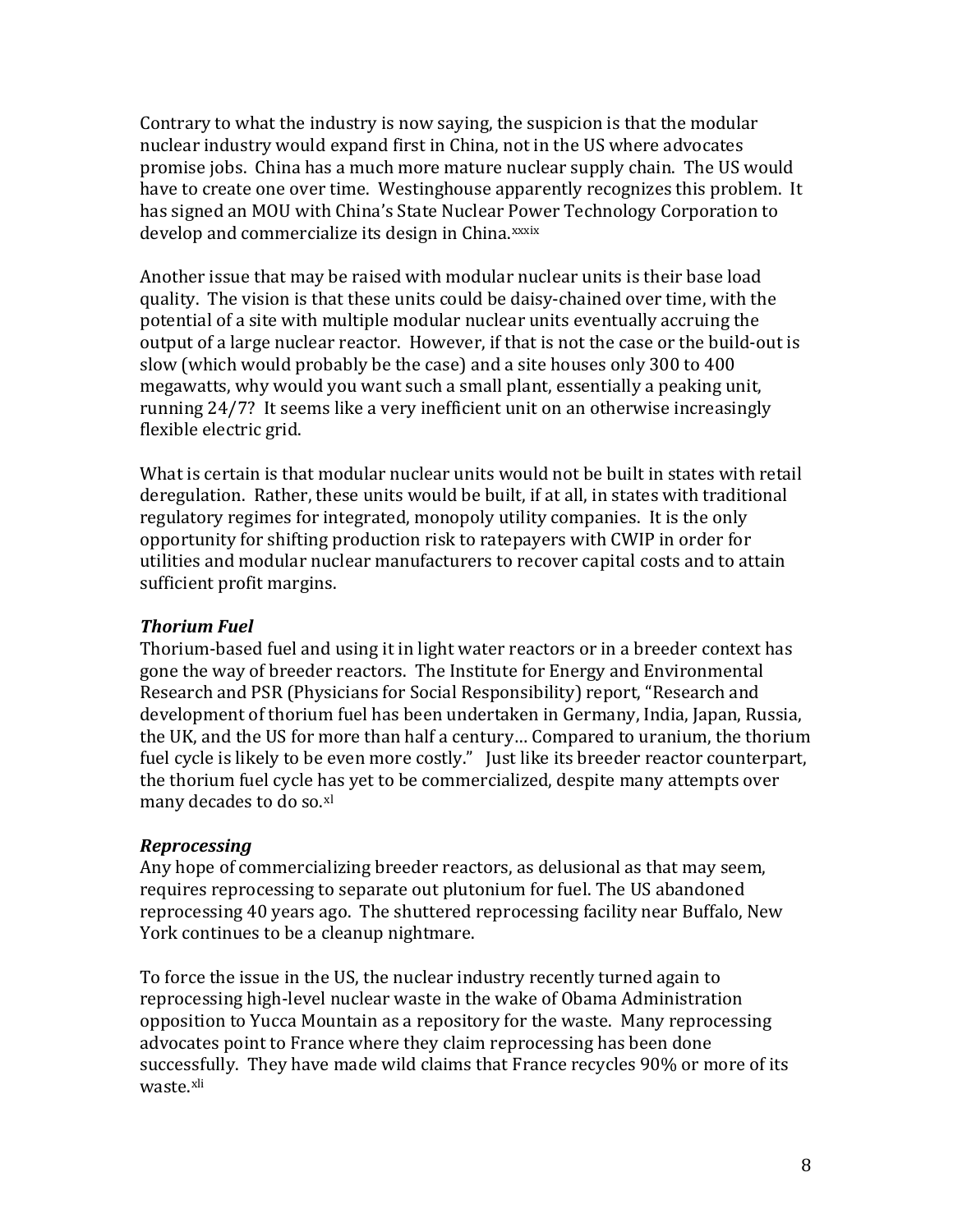Contrary to what the industry is now saying, the suspicion is that the modular nuclear industry would expand first in China, not in the US where advocates promise jobs. China has a much more mature nuclear supply chain. The US would have to create one over time. Westinghouse apparently recognizes this problem. It has signed an MOU with China's State Nuclear Power Technology Corporation to develop and commercialize its design in China.[xxxix]

Another issue that may be raised with modular nuclear units is their base load quality. The vision is that these units could be daisy-chained over time, with the potential of a site with multiple modular nuclear units eventually accruing the output of a large nuclear reactor. However, if that is not the case or the build-out is slow (which would probably be the case) and a site houses only 300 to 400 megawatts, why would you want such a small plant, essentially a peaking unit, running 24/7? It seems like a very inefficient unit on an otherwise increasingly flexible electric grid.

What is certain is that modular nuclear units would not be built in states with retail deregulation. Rather, these units would be built, if at all, in states with traditional regulatory regimes for integrated, monopoly utility companies. It is the only opportunity for shifting production risk to ratepayers with CWIP in order for utilities and modular nuclear manufacturers to recover capital costs and to attain sufficient profit margins.

### ***Thorium Fuel***

Thorium-based fuel and using it in light water reactors or in a breeder context has gone the way of breeder reactors. The Institute for Energy and Environmental Research and PSR (Physicians for Social Responsibility) report, "Research and development of thorium fuel has been undertaken in Germany, India, Japan, Russia, the UK, and the US for more than half a century… Compared to uranium, the thorium fuel cycle is likely to be even more costly." Just like its breeder reactor counterpart, the thorium fuel cycle has yet to be commercialized, despite many attempts over many decades to do so.[xl]

### ***Reprocessing***

Any hope of commercializing breeder reactors, as delusional as that may seem, requires reprocessing to separate out plutonium for fuel. The US abandoned reprocessing 40 years ago. The shuttered reprocessing facility near Buffalo, New York continues to be a cleanup nightmare.

To force the issue in the US, the nuclear industry recently turned again to reprocessing high-level nuclear waste in the wake of Obama Administration opposition to Yucca Mountain as a repository for the waste. Many reprocessing advocates point to France where they claim reprocessing has been done successfully. They have made wild claims that France recycles 90% or more of its waste.[xli]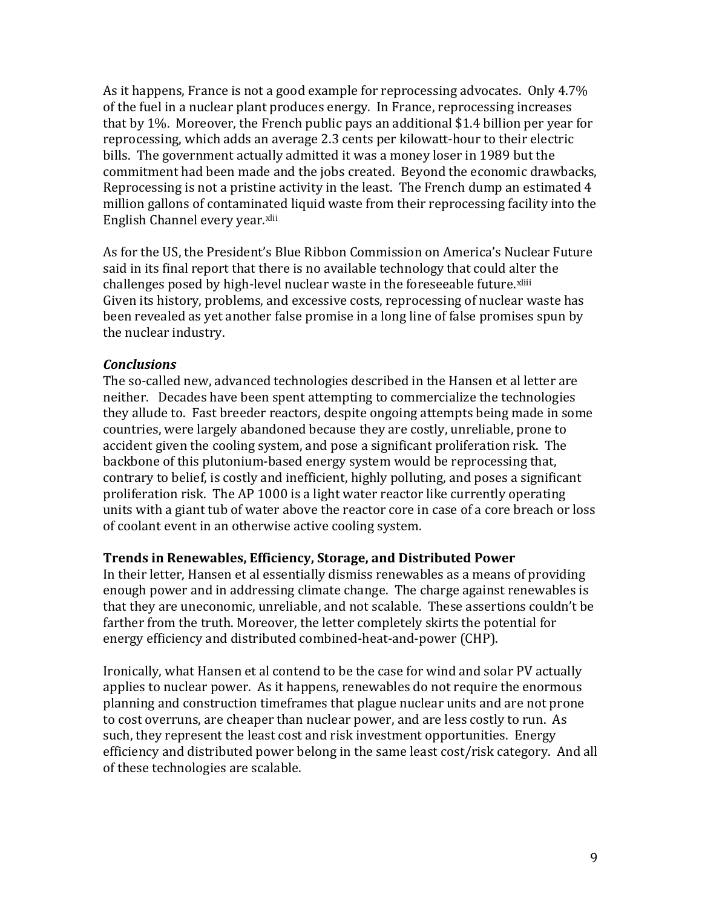As it happens, France is not a good example for reprocessing advocates. Only 4.7% of the fuel in a nuclear plant produces energy. In France, reprocessing increases that by 1%. Moreover, the French public pays an additional $1.4 billion per year for reprocessing, which adds an average 2.3 cents per kilowatt-hour to their electric bills. The government actually admitted it was a money loser in 1989 but the commitment had been made and the jobs created. Beyond the economic drawbacks, Reprocessing is not a pristine activity in the least. The French dump an estimated 4 million gallons of contaminated liquid waste from their reprocessing facility into the English Channel every year.[xlii]

As for the US, the President's Blue Ribbon Commission on America's Nuclear Future said in its final report that there is no available technology that could alter the challenges posed by high-level nuclear waste in the foreseeable future.[xliii] Given its history, problems, and excessive costs, reprocessing of nuclear waste has been revealed as yet another false promise in a long line of false promises spun by the nuclear industry.

***Conclusions***

The so-called new, advanced technologies described in the Hansen et al letter are neither. Decades have been spent attempting to commercialize the technologies they allude to. Fast breeder reactors, despite ongoing attempts being made in some countries, were largely abandoned because they are costly, unreliable, prone to accident given the cooling system, and pose a significant proliferation risk. The backbone of this plutonium-based energy system would be reprocessing that, contrary to belief, is costly and inefficient, highly polluting, and poses a significant proliferation risk. The AP 1000 is a light water reactor like currently operating units with a giant tub of water above the reactor core in case of a core breach or loss of coolant event in an otherwise active cooling system.

**Trends in Renewables, Efficiency, Storage, and Distributed Power**

In their letter, Hansen et al essentially dismiss renewables as a means of providing enough power and in addressing climate change. The charge against renewables is that they are uneconomic, unreliable, and not scalable. These assertions couldn't be farther from the truth. Moreover, the letter completely skirts the potential for energy efficiency and distributed combined-heat-and-power (CHP).

Ironically, what Hansen et al contend to be the case for wind and solar PV actually applies to nuclear power. As it happens, renewables do not require the enormous planning and construction timeframes that plague nuclear units and are not prone to cost overruns, are cheaper than nuclear power, and are less costly to run. As such, they represent the least cost and risk investment opportunities. Energy efficiency and distributed power belong in the same least cost/risk category. And all of these technologies are scalable.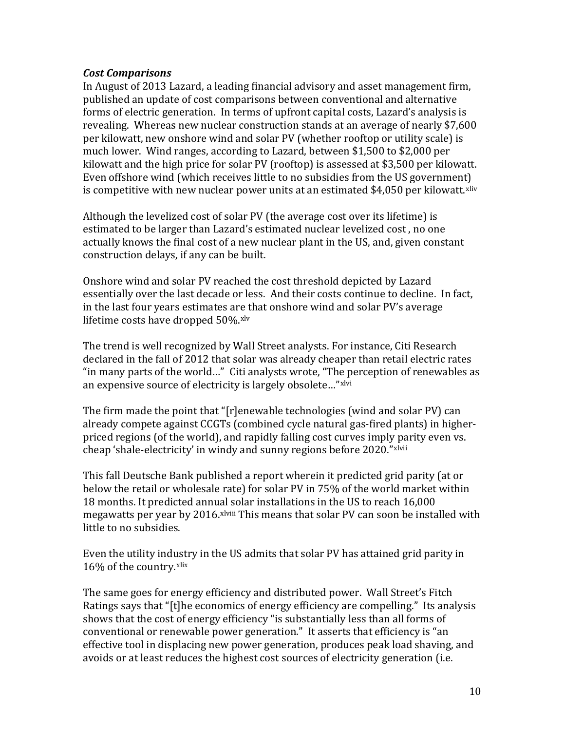### *Cost Comparisons*

In August of 2013 Lazard, a leading financial advisory and asset management firm, published an update of cost comparisons between conventional and alternative forms of electric generation. In terms of upfront capital costs, Lazard's analysis is revealing. Whereas new nuclear construction stands at an average of nearly $7,600 per kilowatt, new onshore wind and solar PV (whether rooftop or utility scale) is much lower. Wind ranges, according to Lazard, between $1,500 to $2,000 per kilowatt and the high price for solar PV (rooftop) is assessed at $3,500 per kilowatt. Even offshore wind (which receives little to no subsidies from the US government) is competitive with new nuclear power units at an estimated $4,050 per kilowatt.[xliv]

Although the levelized cost of solar PV (the average cost over its lifetime) is estimated to be larger than Lazard's estimated nuclear levelized cost , no one actually knows the final cost of a new nuclear plant in the US, and, given constant construction delays, if any can be built.

Onshore wind and solar PV reached the cost threshold depicted by Lazard essentially over the last decade or less. And their costs continue to decline. In fact, in the last four years estimates are that onshore wind and solar PV's average lifetime costs have dropped 50%.[xlv]

The trend is well recognized by Wall Street analysts. For instance, Citi Research declared in the fall of 2012 that solar was already cheaper than retail electric rates "in many parts of the world…" Citi analysts wrote, "The perception of renewables as an expensive source of electricity is largely obsolete…"[xlvi]

The firm made the point that "[r]enewable technologies (wind and solar PV) can already compete against CCGTs (combined cycle natural gas-fired plants) in higher-priced regions (of the world), and rapidly falling cost curves imply parity even vs. cheap 'shale-electricity' in windy and sunny regions before 2020."[xlvii]

This fall Deutsche Bank published a report wherein it predicted grid parity (at or below the retail or wholesale rate) for solar PV in 75% of the world market within 18 months. It predicted annual solar installations in the US to reach 16,000 megawatts per year by 2016.[xlviii] This means that solar PV can soon be installed with little to no subsidies.

Even the utility industry in the US admits that solar PV has attained grid parity in 16% of the country.[xlix]

The same goes for energy efficiency and distributed power. Wall Street's Fitch Ratings says that "[t]he economics of energy efficiency are compelling." Its analysis shows that the cost of energy efficiency "is substantially less than all forms of conventional or renewable power generation." It asserts that efficiency is "an effective tool in displacing new power generation, produces peak load shaving, and avoids or at least reduces the highest cost sources of electricity generation (i.e.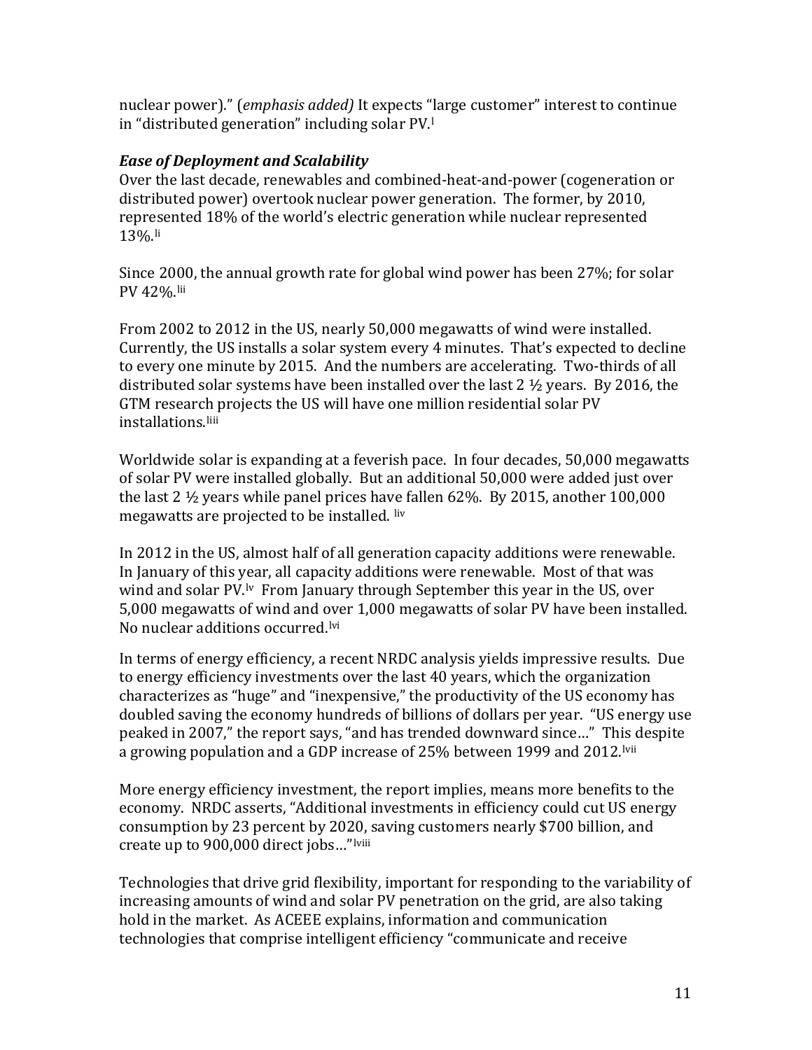nuclear power)." (*emphasis added)* It expects "large customer" interest to continue in "distributed generation" including solar PV.[l]

### *Ease of Deployment and Scalability*

Over the last decade, renewables and combined-heat-and-power (cogeneration or distributed power) overtook nuclear power generation. The former, by 2010, represented 18% of the world's electric generation while nuclear represented 13%.[li]

Since 2000, the annual growth rate for global wind power has been 27%; for solar PV 42%.[lii]

From 2002 to 2012 in the US, nearly 50,000 megawatts of wind were installed. Currently, the US installs a solar system every 4 minutes. That's expected to decline to every one minute by 2015. And the numbers are accelerating. Two-thirds of all distributed solar systems have been installed over the last 2 ½ years. By 2016, the GTM research projects the US will have one million residential solar PV installations.[liii]

Worldwide solar is expanding at a feverish pace. In four decades, 50,000 megawatts of solar PV were installed globally. But an additional 50,000 were added just over the last 2 ½ years while panel prices have fallen 62%. By 2015, another 100,000 megawatts are projected to be installed. [liv]

In 2012 in the US, almost half of all generation capacity additions were renewable. In January of this year, all capacity additions were renewable. Most of that was wind and solar PV.[lv] From January through September this year in the US, over 5,000 megawatts of wind and over 1,000 megawatts of solar PV have been installed. No nuclear additions occurred.[lvi]

In terms of energy efficiency, a recent NRDC analysis yields impressive results. Due to energy efficiency investments over the last 40 years, which the organization characterizes as "huge" and "inexpensive," the productivity of the US economy has doubled saving the economy hundreds of billions of dollars per year. "US energy use peaked in 2007," the report says, "and has trended downward since…" This despite a growing population and a GDP increase of 25% between 1999 and 2012.[lvii]

More energy efficiency investment, the report implies, means more benefits to the economy. NRDC asserts, "Additional investments in efficiency could cut US energy consumption by 23 percent by 2020, saving customers nearly $700 billion, and create up to 900,000 direct jobs…"[lviii]

Technologies that drive grid flexibility, important for responding to the variability of increasing amounts of wind and solar PV penetration on the grid, are also taking hold in the market. As ACEEE explains, information and communication technologies that comprise intelligent efficiency "communicate and receive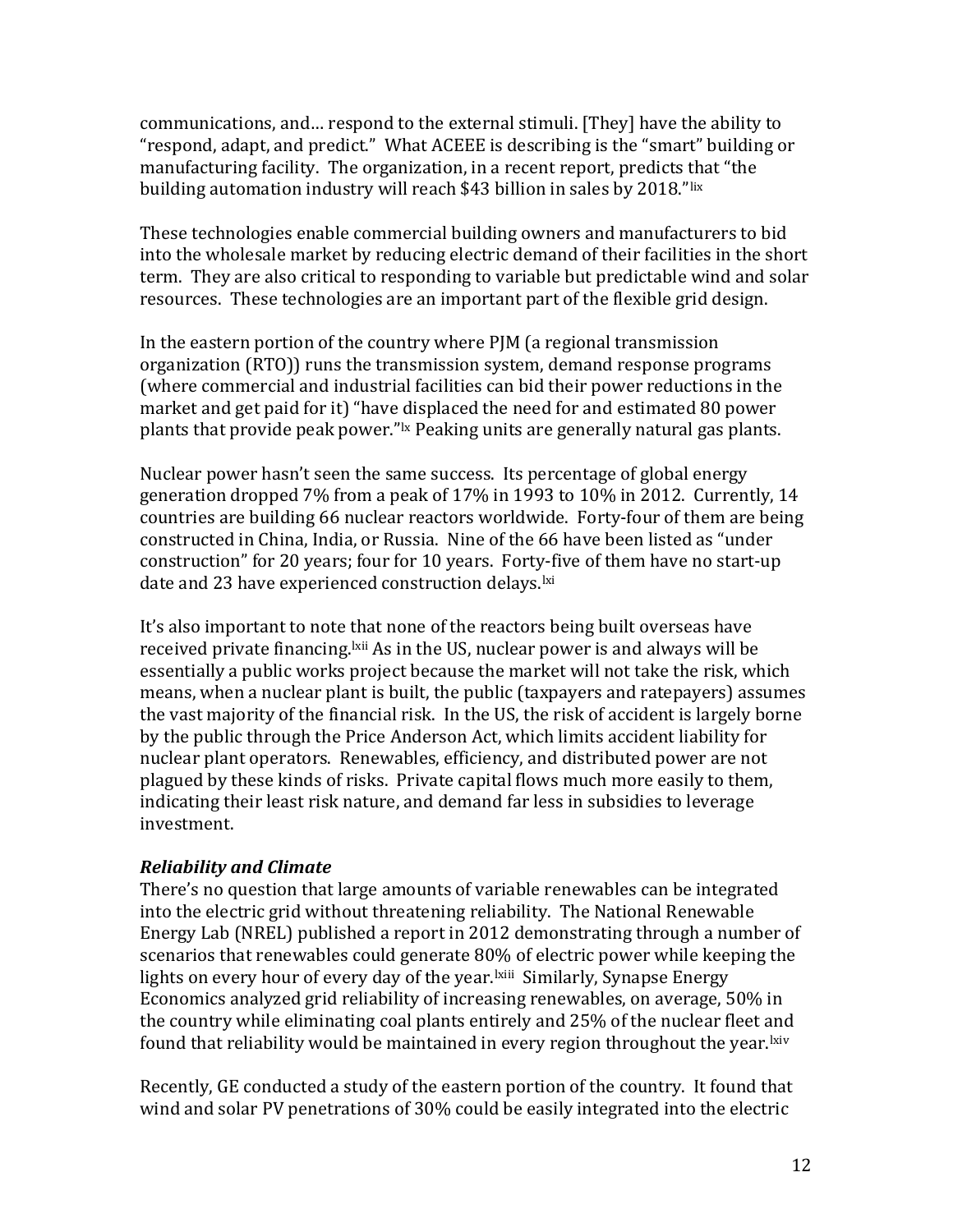communications, and… respond to the external stimuli. [They] have the ability to "respond, adapt, and predict." What ACEEE is describing is the "smart" building or manufacturing facility. The organization, in a recent report, predicts that "the building automation industry will reach $43 billion in sales by 2018."[lix]

These technologies enable commercial building owners and manufacturers to bid into the wholesale market by reducing electric demand of their facilities in the short term. They are also critical to responding to variable but predictable wind and solar resources. These technologies are an important part of the flexible grid design.

In the eastern portion of the country where PJM (a regional transmission organization (RTO)) runs the transmission system, demand response programs (where commercial and industrial facilities can bid their power reductions in the market and get paid for it) "have displaced the need for and estimated 80 power plants that provide peak power."[lx] Peaking units are generally natural gas plants.

Nuclear power hasn't seen the same success. Its percentage of global energy generation dropped 7% from a peak of 17% in 1993 to 10% in 2012. Currently, 14 countries are building 66 nuclear reactors worldwide. Forty-four of them are being constructed in China, India, or Russia. Nine of the 66 have been listed as "under construction" for 20 years; four for 10 years. Forty-five of them have no start-up date and 23 have experienced construction delays.[lxi]

It's also important to note that none of the reactors being built overseas have received private financing.[lxii] As in the US, nuclear power is and always will be essentially a public works project because the market will not take the risk, which means, when a nuclear plant is built, the public (taxpayers and ratepayers) assumes the vast majority of the financial risk. In the US, the risk of accident is largely borne by the public through the Price Anderson Act, which limits accident liability for nuclear plant operators. Renewables, efficiency, and distributed power are not plagued by these kinds of risks. Private capital flows much more easily to them, indicating their least risk nature, and demand far less in subsidies to leverage investment.

***Reliability and Climate***

There's no question that large amounts of variable renewables can be integrated into the electric grid without threatening reliability. The National Renewable Energy Lab (NREL) published a report in 2012 demonstrating through a number of scenarios that renewables could generate 80% of electric power while keeping the lights on every hour of every day of the year.[lxiii] Similarly, Synapse Energy Economics analyzed grid reliability of increasing renewables, on average, 50% in the country while eliminating coal plants entirely and 25% of the nuclear fleet and found that reliability would be maintained in every region throughout the year.[lxiv]

Recently, GE conducted a study of the eastern portion of the country. It found that wind and solar PV penetrations of 30% could be easily integrated into the electric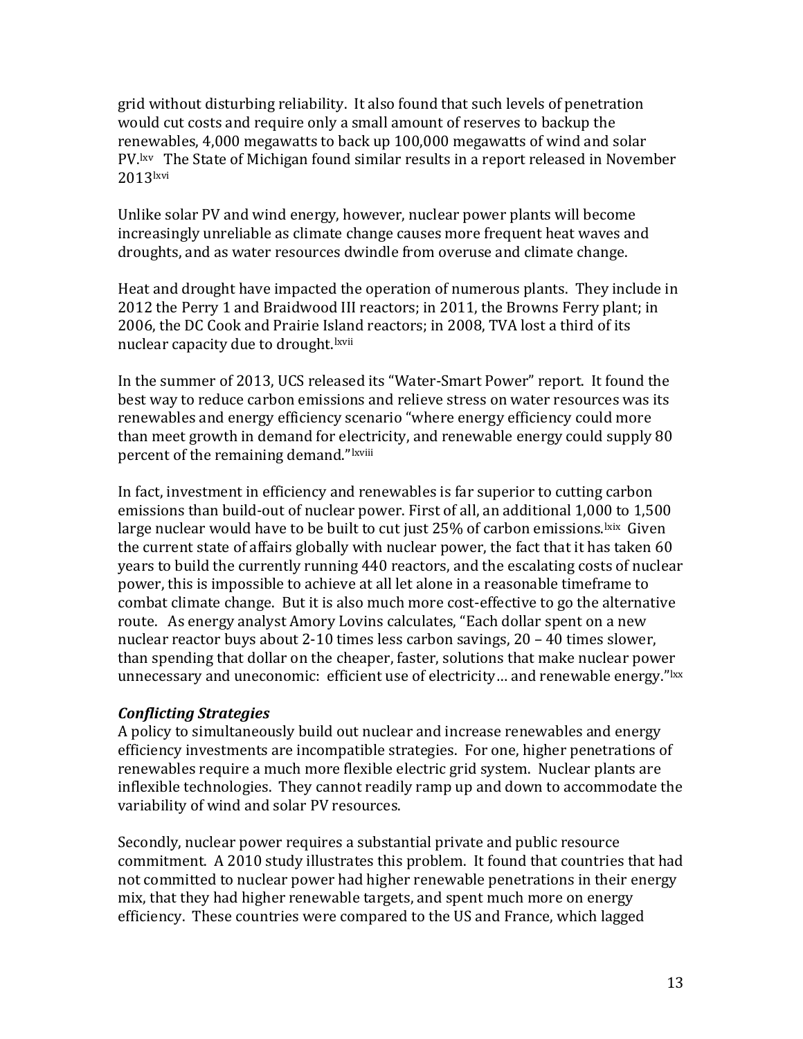grid without disturbing reliability. It also found that such levels of penetration would cut costs and require only a small amount of reserves to backup the renewables, 4,000 megawatts to back up 100,000 megawatts of wind and solar PV.[lxv] The State of Michigan found similar results in a report released in November 2013[lxvi]

Unlike solar PV and wind energy, however, nuclear power plants will become increasingly unreliable as climate change causes more frequent heat waves and droughts, and as water resources dwindle from overuse and climate change.

Heat and drought have impacted the operation of numerous plants. They include in 2012 the Perry 1 and Braidwood III reactors; in 2011, the Browns Ferry plant; in 2006, the DC Cook and Prairie Island reactors; in 2008, TVA lost a third of its nuclear capacity due to drought.[lxvii]

In the summer of 2013, UCS released its "Water-Smart Power" report. It found the best way to reduce carbon emissions and relieve stress on water resources was its renewables and energy efficiency scenario "where energy efficiency could more than meet growth in demand for electricity, and renewable energy could supply 80 percent of the remaining demand."[lxviii]

In fact, investment in efficiency and renewables is far superior to cutting carbon emissions than build-out of nuclear power. First of all, an additional 1,000 to 1,500 large nuclear would have to be built to cut just 25% of carbon emissions.[lxix] Given the current state of affairs globally with nuclear power, the fact that it has taken 60 years to build the currently running 440 reactors, and the escalating costs of nuclear power, this is impossible to achieve at all let alone in a reasonable timeframe to combat climate change. But it is also much more cost-effective to go the alternative route. As energy analyst Amory Lovins calculates, "Each dollar spent on a new nuclear reactor buys about 2-10 times less carbon savings, 20 – 40 times slower, than spending that dollar on the cheaper, faster, solutions that make nuclear power unnecessary and uneconomic: efficient use of electricity… and renewable energy."[lxx]

### *Conflicting Strategies*

A policy to simultaneously build out nuclear and increase renewables and energy efficiency investments are incompatible strategies. For one, higher penetrations of renewables require a much more flexible electric grid system. Nuclear plants are inflexible technologies. They cannot readily ramp up and down to accommodate the variability of wind and solar PV resources.

Secondly, nuclear power requires a substantial private and public resource commitment. A 2010 study illustrates this problem. It found that countries that had not committed to nuclear power had higher renewable penetrations in their energy mix, that they had higher renewable targets, and spent much more on energy efficiency. These countries were compared to the US and France, which lagged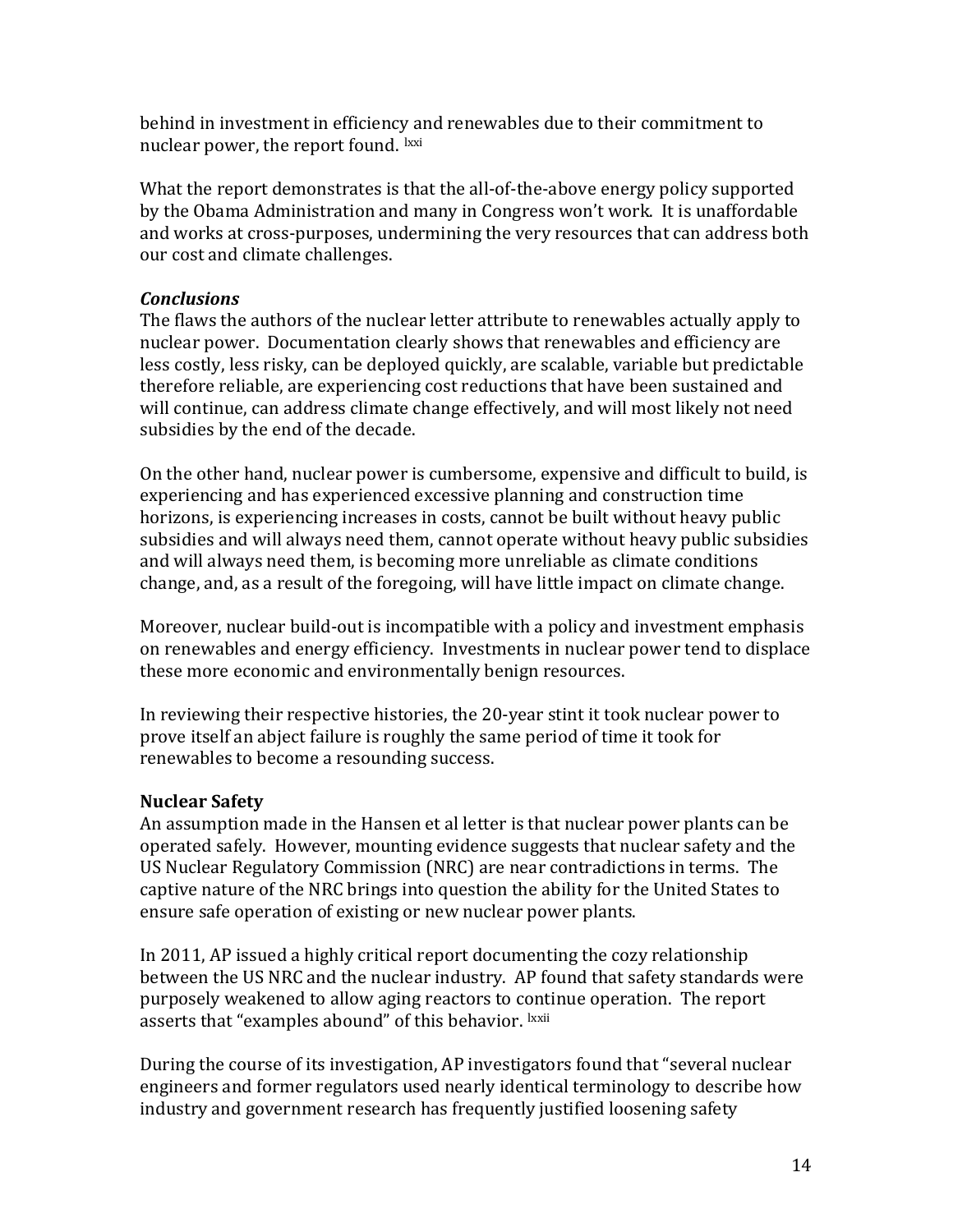behind in investment in efficiency and renewables due to their commitment to nuclear power, the report found. [lxxi]

What the report demonstrates is that the all-of-the-above energy policy supported by the Obama Administration and many in Congress won't work. It is unaffordable and works at cross-purposes, undermining the very resources that can address both our cost and climate challenges.

***Conclusions***

The flaws the authors of the nuclear letter attribute to renewables actually apply to nuclear power. Documentation clearly shows that renewables and efficiency are less costly, less risky, can be deployed quickly, are scalable, variable but predictable therefore reliable, are experiencing cost reductions that have been sustained and will continue, can address climate change effectively, and will most likely not need subsidies by the end of the decade.

On the other hand, nuclear power is cumbersome, expensive and difficult to build, is experiencing and has experienced excessive planning and construction time horizons, is experiencing increases in costs, cannot be built without heavy public subsidies and will always need them, cannot operate without heavy public subsidies and will always need them, is becoming more unreliable as climate conditions change, and, as a result of the foregoing, will have little impact on climate change.

Moreover, nuclear build-out is incompatible with a policy and investment emphasis on renewables and energy efficiency. Investments in nuclear power tend to displace these more economic and environmentally benign resources.

In reviewing their respective histories, the 20-year stint it took nuclear power to prove itself an abject failure is roughly the same period of time it took for renewables to become a resounding success.

**Nuclear Safety**

An assumption made in the Hansen et al letter is that nuclear power plants can be operated safely. However, mounting evidence suggests that nuclear safety and the US Nuclear Regulatory Commission (NRC) are near contradictions in terms. The captive nature of the NRC brings into question the ability for the United States to ensure safe operation of existing or new nuclear power plants.

In 2011, AP issued a highly critical report documenting the cozy relationship between the US NRC and the nuclear industry. AP found that safety standards were purposely weakened to allow aging reactors to continue operation. The report asserts that "examples abound" of this behavior. [lxxii]

During the course of its investigation, AP investigators found that "several nuclear engineers and former regulators used nearly identical terminology to describe how industry and government research has frequently justified loosening safety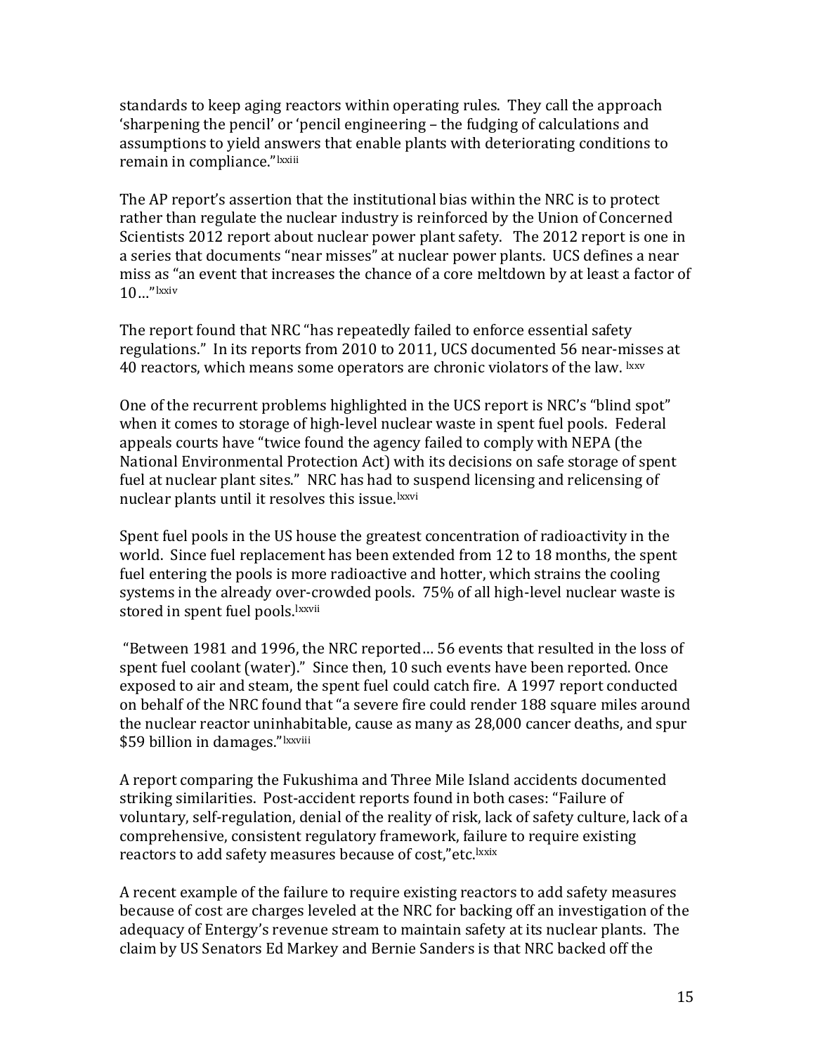standards to keep aging reactors within operating rules. They call the approach 'sharpening the pencil' or 'pencil engineering – the fudging of calculations and assumptions to yield answers that enable plants with deteriorating conditions to remain in compliance."[lxxiii]

The AP report's assertion that the institutional bias within the NRC is to protect rather than regulate the nuclear industry is reinforced by the Union of Concerned Scientists 2012 report about nuclear power plant safety. The 2012 report is one in a series that documents "near misses" at nuclear power plants. UCS defines a near miss as "an event that increases the chance of a core meltdown by at least a factor of 10…"[lxxiv]

The report found that NRC "has repeatedly failed to enforce essential safety regulations." In its reports from 2010 to 2011, UCS documented 56 near-misses at 40 reactors, which means some operators are chronic violators of the law. [lxxv]

One of the recurrent problems highlighted in the UCS report is NRC's "blind spot" when it comes to storage of high-level nuclear waste in spent fuel pools. Federal appeals courts have "twice found the agency failed to comply with NEPA (the National Environmental Protection Act) with its decisions on safe storage of spent fuel at nuclear plant sites." NRC has had to suspend licensing and relicensing of nuclear plants until it resolves this issue.[lxxvi]

Spent fuel pools in the US house the greatest concentration of radioactivity in the world. Since fuel replacement has been extended from 12 to 18 months, the spent fuel entering the pools is more radioactive and hotter, which strains the cooling systems in the already over-crowded pools. 75% of all high-level nuclear waste is stored in spent fuel pools.[lxxvii]

"Between 1981 and 1996, the NRC reported… 56 events that resulted in the loss of spent fuel coolant (water)." Since then, 10 such events have been reported. Once exposed to air and steam, the spent fuel could catch fire. A 1997 report conducted on behalf of the NRC found that "a severe fire could render 188 square miles around the nuclear reactor uninhabitable, cause as many as 28,000 cancer deaths, and spur $59 billion in damages."[lxxviii]

A report comparing the Fukushima and Three Mile Island accidents documented striking similarities. Post-accident reports found in both cases: "Failure of voluntary, self-regulation, denial of the reality of risk, lack of safety culture, lack of a comprehensive, consistent regulatory framework, failure to require existing reactors to add safety measures because of cost,"etc.[lxxix]

A recent example of the failure to require existing reactors to add safety measures because of cost are charges leveled at the NRC for backing off an investigation of the adequacy of Entergy's revenue stream to maintain safety at its nuclear plants. The claim by US Senators Ed Markey and Bernie Sanders is that NRC backed off the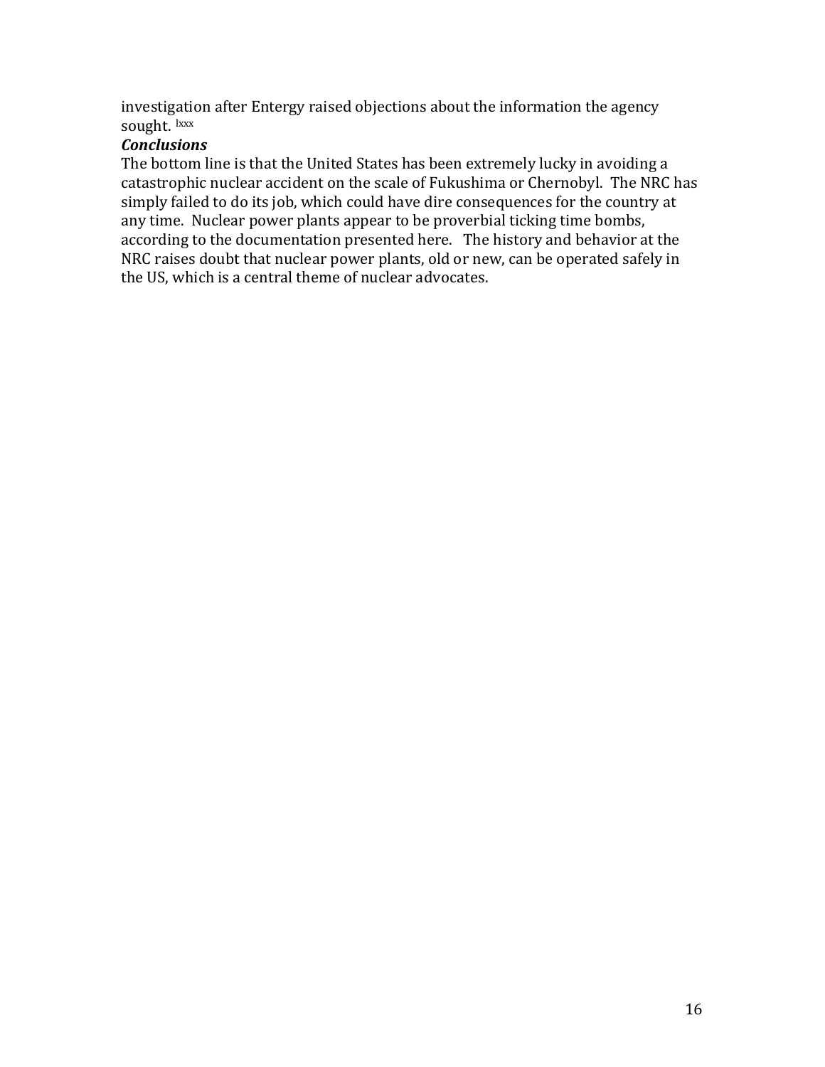investigation after Entergy raised objections about the information the agency sought. [lxxx]

### *Conclusions*

The bottom line is that the United States has been extremely lucky in avoiding a catastrophic nuclear accident on the scale of Fukushima or Chernobyl. The NRC has simply failed to do its job, which could have dire consequences for the country at any time. Nuclear power plants appear to be proverbial ticking time bombs, according to the documentation presented here. The history and behavior at the NRC raises doubt that nuclear power plants, old or new, can be operated safely in the US, which is a central theme of nuclear advocates.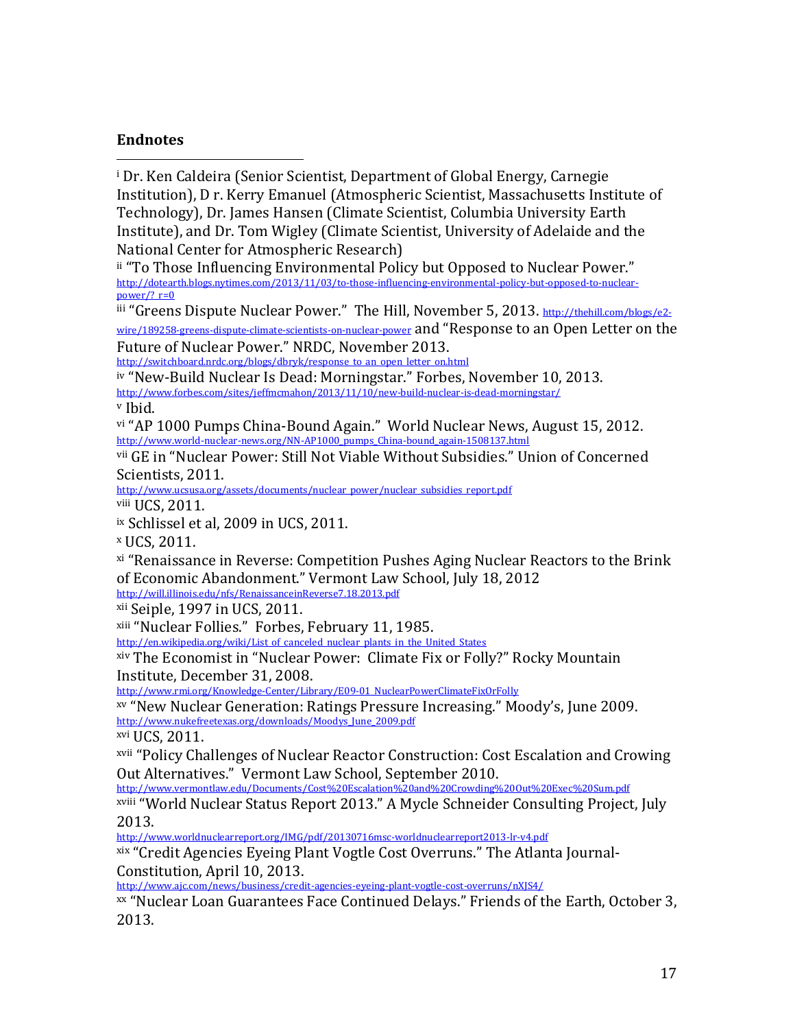**Endnotes**

[i] Dr. Ken Caldeira (Senior Scientist, Department of Global Energy, Carnegie Institution), D r. Kerry Emanuel (Atmospheric Scientist, Massachusetts Institute of Technology), Dr. James Hansen (Climate Scientist, Columbia University Earth Institute), and Dr. Tom Wigley (Climate Scientist, University of Adelaide and the National Center for Atmospheric Research)

[ii] "To Those Influencing Environmental Policy but Opposed to Nuclear Power." http://dotearth.blogs.nytimes.com/2013/11/03/to-those-influencing-environmental-policy-but-opposed-to-nuclear-power/?_r=0

[iii] "Greens Dispute Nuclear Power." The Hill, November 5, 2013. http://thehill.com/blogs/e2-wire/189258-greens-dispute-climate-scientists-on-nuclear-power and "Response to an Open Letter on the Future of Nuclear Power." NRDC, November 2013. http://switchboard.nrdc.org/blogs/dbryk/response_to_an_open_letter_on.html

[iv] "New-Build Nuclear Is Dead: Morningstar." Forbes, November 10, 2013. http://www.forbes.com/sites/jeffmcmahon/2013/11/10/new-build-nuclear-is-dead-morningstar/

[v] Ibid.

[vi] "AP 1000 Pumps China-Bound Again." World Nuclear News, August 15, 2012. http://www.world-nuclear-news.org/NN-AP1000_pumps_China-bound_again-1508137.html

[vii] GE in "Nuclear Power: Still Not Viable Without Subsidies." Union of Concerned Scientists, 2011. http://www.ucsusa.org/assets/documents/nuclear_power/nuclear_subsidies_report.pdf

[viii] UCS, 2011.

[ix] Schlissel et al, 2009 in UCS, 2011.

[x] UCS, 2011.

[xi] "Renaissance in Reverse: Competition Pushes Aging Nuclear Reactors to the Brink of Economic Abandonment." Vermont Law School, July 18, 2012 http://will.illinois.edu/nfs/RenaissanceinReverse7.18.2013.pdf

[xii] Seiple, 1997 in UCS, 2011.

[xiii] "Nuclear Follies." Forbes, February 11, 1985. http://en.wikipedia.org/wiki/List_of_canceled_nuclear_plants_in_the_United_States

[xiv] The Economist in "Nuclear Power: Climate Fix or Folly?" Rocky Mountain Institute, December 31, 2008. http://www.rmi.org/Knowledge-Center/Library/E09-01_NuclearPowerClimateFixOrFolly

[xv] "New Nuclear Generation: Ratings Pressure Increasing." Moody's, June 2009. http://www.nukefreetexas.org/downloads/Moodys_June_2009.pdf

[xvi] UCS, 2011.

[xvii] "Policy Challenges of Nuclear Reactor Construction: Cost Escalation and Crowing Out Alternatives." Vermont Law School, September 2010. http://www.vermontlaw.edu/Documents/Cost%20Escalation%20and%20Crowding%20Out%20Exec%20Sum.pdf

[xviii] "World Nuclear Status Report 2013." A Mycle Schneider Consulting Project, July 2013. http://www.worldnuclearreport.org/IMG/pdf/20130716msc-worldnuclearreport2013-lr-v4.pdf

[xix] "Credit Agencies Eyeing Plant Vogtle Cost Overruns." The Atlanta Journal-Constitution, April 10, 2013. http://www.ajc.com/news/business/credit-agencies-eyeing-plant-vogtle-cost-overruns/nXJS4/

[xx] "Nuclear Loan Guarantees Face Continued Delays." Friends of the Earth, October 3, 2013.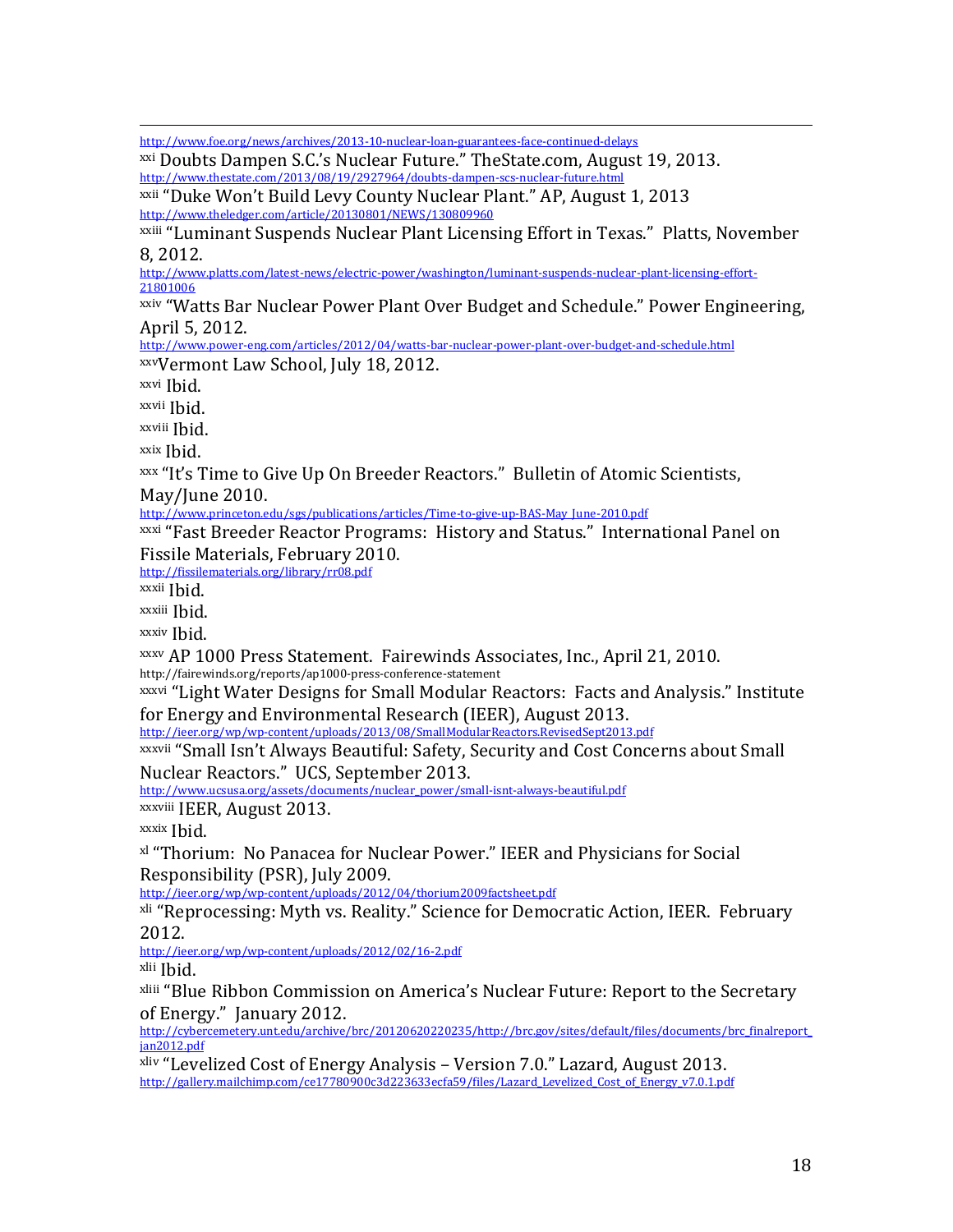http://www.foe.org/news/archives/2013-10-nuclear-loan-guarantees-face-continued-delays

[xxi] Doubts Dampen S.C.'s Nuclear Future." TheState.com, August 19, 2013.
http://www.thestate.com/2013/08/19/2927964/doubts-dampen-scs-nuclear-future.html

[xxii] "Duke Won't Build Levy County Nuclear Plant." AP, August 1, 2013
http://www.theledger.com/article/20130801/NEWS/130809960

[xxiii] "Luminant Suspends Nuclear Plant Licensing Effort in Texas." Platts, November 8, 2012.
http://www.platts.com/latest-news/electric-power/washington/luminant-suspends-nuclear-plant-licensing-effort-21801006

[xxiv] "Watts Bar Nuclear Power Plant Over Budget and Schedule." Power Engineering, April 5, 2012.
http://www.power-eng.com/articles/2012/04/watts-bar-nuclear-power-plant-over-budget-and-schedule.html

[xxv]Vermont Law School, July 18, 2012.

[xxvi] Ibid.

[xxvii] Ibid.

[xxviii] Ibid.

[xxix] Ibid.

[xxx] "It's Time to Give Up On Breeder Reactors." Bulletin of Atomic Scientists, May/June 2010.
http://www.princeton.edu/sgs/publications/articles/Time-to-give-up-BAS-May_June-2010.pdf

[xxxi] "Fast Breeder Reactor Programs: History and Status." International Panel on Fissile Materials, February 2010.
http://fissilematerials.org/library/rr08.pdf

[xxxii] Ibid.

[xxxiii] Ibid.

[xxxiv] Ibid.

[xxxv] AP 1000 Press Statement. Fairewinds Associates, Inc., April 21, 2010.
http://fairewinds.org/reports/ap1000-press-conference-statement

[xxxvi] "Light Water Designs for Small Modular Reactors: Facts and Analysis." Institute for Energy and Environmental Research (IEER), August 2013.
http://ieer.org/wp/wp-content/uploads/2013/08/SmallModularReactors.RevisedSept2013.pdf

[xxxvii] "Small Isn't Always Beautiful: Safety, Security and Cost Concerns about Small Nuclear Reactors." UCS, September 2013.
http://www.ucsusa.org/assets/documents/nuclear_power/small-isnt-always-beautiful.pdf

[xxxviii] IEER, August 2013.

[xxxix] Ibid.

[xl] "Thorium: No Panacea for Nuclear Power." IEER and Physicians for Social Responsibility (PSR), July 2009.
http://ieer.org/wp/wp-content/uploads/2012/04/thorium2009factsheet.pdf

[xli] "Reprocessing: Myth vs. Reality." Science for Democratic Action, IEER. February 2012.
http://ieer.org/wp/wp-content/uploads/2012/02/16-2.pdf

[xlii] Ibid.

[xliii] "Blue Ribbon Commission on America's Nuclear Future: Report to the Secretary of Energy." January 2012.
http://cybercemetery.unt.edu/archive/brc/20120620220235/http://brc.gov/sites/default/files/documents/brc_finalreport_jan2012.pdf

[xliv] "Levelized Cost of Energy Analysis – Version 7.0." Lazard, August 2013.
http://gallery.mailchimp.com/ce17780900c3d223633ecfa59/files/Lazard_Levelized_Cost_of_Energy_v7.0.1.pdf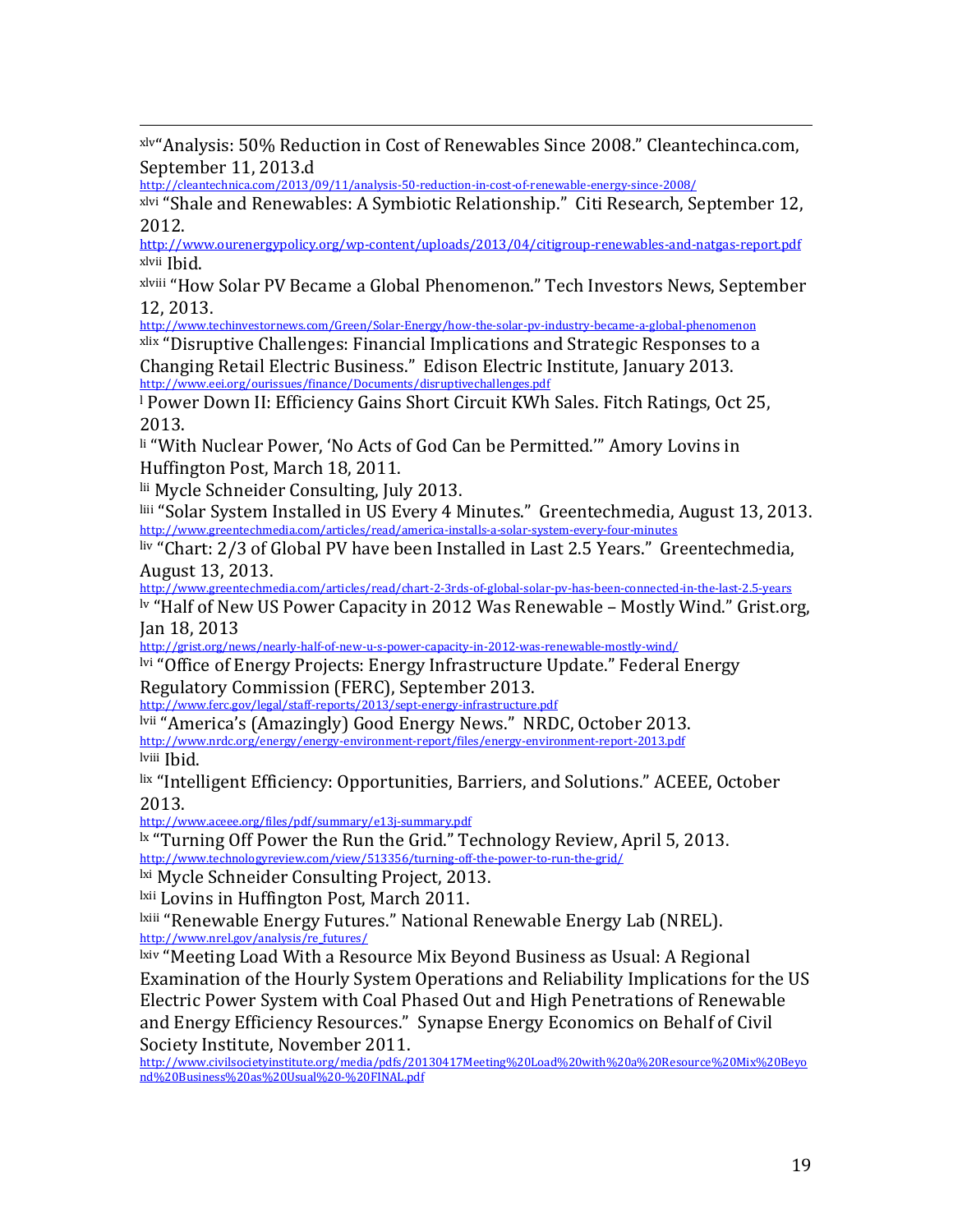[xlv] "Analysis: 50% Reduction in Cost of Renewables Since 2008." Cleantechinca.com, September 11, 2013.d
http://cleantechnica.com/2013/09/11/analysis-50-reduction-in-cost-of-renewable-energy-since-2008/

[xlvi] "Shale and Renewables: A Symbiotic Relationship." Citi Research, September 12, 2012.
http://www.ourenergypolicy.org/wp-content/uploads/2013/04/citigroup-renewables-and-natgas-report.pdf

[xlvii] Ibid.

[xlviii] "How Solar PV Became a Global Phenomenon." Tech Investors News, September 12, 2013.
http://www.techinvestornews.com/Green/Solar-Energy/how-the-solar-pv-industry-became-a-global-phenomenon

[xlix] "Disruptive Challenges: Financial Implications and Strategic Responses to a Changing Retail Electric Business." Edison Electric Institute, January 2013.
http://www.eei.org/ourissues/finance/Documents/disruptivechallenges.pdf

[l] Power Down II: Efficiency Gains Short Circuit KWh Sales. Fitch Ratings, Oct 25, 2013.

[li] "With Nuclear Power, 'No Acts of God Can be Permitted.'" Amory Lovins in Huffington Post, March 18, 2011.

[lii] Mycle Schneider Consulting, July 2013.

[liii] "Solar System Installed in US Every 4 Minutes." Greentechmedia, August 13, 2013.
http://www.greentechmedia.com/articles/read/america-installs-a-solar-system-every-four-minutes

[liv] "Chart: 2/3 of Global PV have been Installed in Last 2.5 Years." Greentechmedia, August 13, 2013.
http://www.greentechmedia.com/articles/read/chart-2-3rds-of-global-solar-pv-has-been-connected-in-the-last-2.5-years

[lv] "Half of New US Power Capacity in 2012 Was Renewable – Mostly Wind." Grist.org, Jan 18, 2013
http://grist.org/news/nearly-half-of-new-u-s-power-capacity-in-2012-was-renewable-mostly-wind/

[lvi] "Office of Energy Projects: Energy Infrastructure Update." Federal Energy Regulatory Commission (FERC), September 2013.
http://www.ferc.gov/legal/staff-reports/2013/sept-energy-infrastructure.pdf

[lvii] "America's (Amazingly) Good Energy News." NRDC, October 2013.
http://www.nrdc.org/energy/energy-environment-report/files/energy-environment-report-2013.pdf

[lviii] Ibid.

[lix] "Intelligent Efficiency: Opportunities, Barriers, and Solutions." ACEEE, October 2013.
http://www.aceee.org/files/pdf/summary/e13j-summary.pdf

[lx] "Turning Off Power the Run the Grid." Technology Review, April 5, 2013.
http://www.technologyreview.com/view/513356/turning-off-the-power-to-run-the-grid/

[lxi] Mycle Schneider Consulting Project, 2013.

[lxii] Lovins in Huffington Post, March 2011.

[lxiii] "Renewable Energy Futures." National Renewable Energy Lab (NREL).
http://www.nrel.gov/analysis/re_futures/

[lxiv] "Meeting Load With a Resource Mix Beyond Business as Usual: A Regional Examination of the Hourly System Operations and Reliability Implications for the US Electric Power System with Coal Phased Out and High Penetrations of Renewable and Energy Efficiency Resources." Synapse Energy Economics on Behalf of Civil Society Institute, November 2011.
http://www.civilsocietyinstitute.org/media/pdfs/20130417Meeting%20Load%20with%20a%20Resource%20Mix%20Beyond%20Business%20as%20Usual%20-%20FINAL.pdf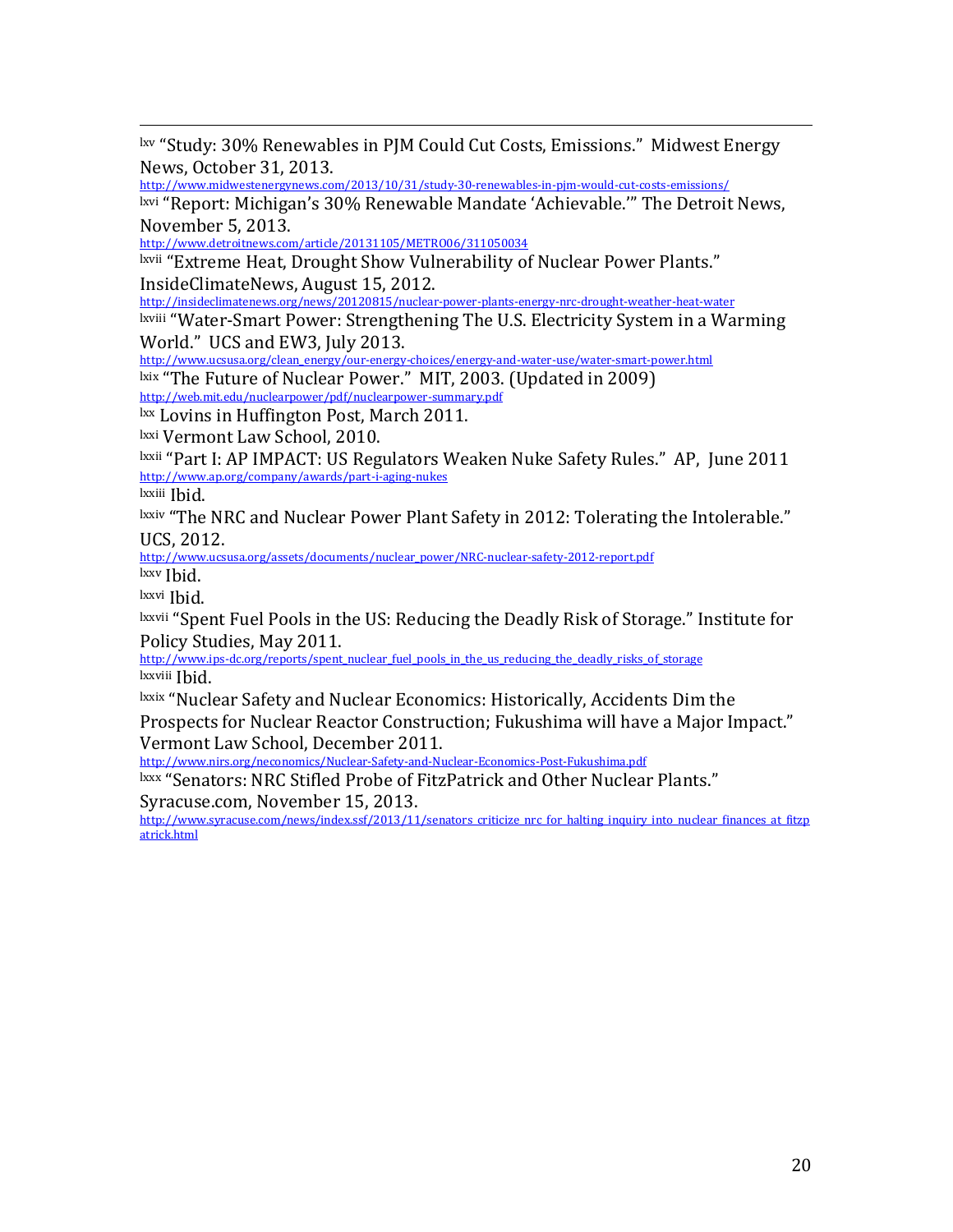[lxv] "Study: 30% Renewables in PJM Could Cut Costs, Emissions." Midwest Energy News, October 31, 2013.
http://www.midwestenergynews.com/2013/10/31/study-30-renewables-in-pjm-would-cut-costs-emissions/

[lxvi] "Report: Michigan's 30% Renewable Mandate 'Achievable.'" The Detroit News, November 5, 2013.
http://www.detroitnews.com/article/20131105/METRO06/311050034

[lxvii] "Extreme Heat, Drought Show Vulnerability of Nuclear Power Plants." InsideClimateNews, August 15, 2012.
http://insideclimatenews.org/news/20120815/nuclear-power-plants-energy-nrc-drought-weather-heat-water

[lxviii] "Water-Smart Power: Strengthening The U.S. Electricity System in a Warming World." UCS and EW3, July 2013.
http://www.ucsusa.org/clean_energy/our-energy-choices/energy-and-water-use/water-smart-power.html

[lxix] "The Future of Nuclear Power." MIT, 2003. (Updated in 2009)
http://web.mit.edu/nuclearpower/pdf/nuclearpower-summary.pdf

[lxx] Lovins in Huffington Post, March 2011.

[lxxi] Vermont Law School, 2010.

[lxxii] "Part I: AP IMPACT: US Regulators Weaken Nuke Safety Rules." AP, June 2011
http://www.ap.org/company/awards/part-i-aging-nukes

[lxxiii] Ibid.

[lxxiv] "The NRC and Nuclear Power Plant Safety in 2012: Tolerating the Intolerable." UCS, 2012.
http://www.ucsusa.org/assets/documents/nuclear_power/NRC-nuclear-safety-2012-report.pdf

[lxxv] Ibid.

[lxxvi] Ibid.

[lxxvii] "Spent Fuel Pools in the US: Reducing the Deadly Risk of Storage." Institute for Policy Studies, May 2011.
http://www.ips-dc.org/reports/spent_nuclear_fuel_pools_in_the_us_reducing_the_deadly_risks_of_storage

[lxxviii] Ibid.

[lxxix] "Nuclear Safety and Nuclear Economics: Historically, Accidents Dim the Prospects for Nuclear Reactor Construction; Fukushima will have a Major Impact." Vermont Law School, December 2011.
http://www.nirs.org/neconomics/Nuclear-Safety-and-Nuclear-Economics-Post-Fukushima.pdf

[lxxx] "Senators: NRC Stifled Probe of FitzPatrick and Other Nuclear Plants." Syracuse.com, November 15, 2013.
http://www.syracuse.com/news/index.ssf/2013/11/senators_criticize_nrc_for_halting_inquiry_into_nuclear_finances_at_fitzpatrick.html